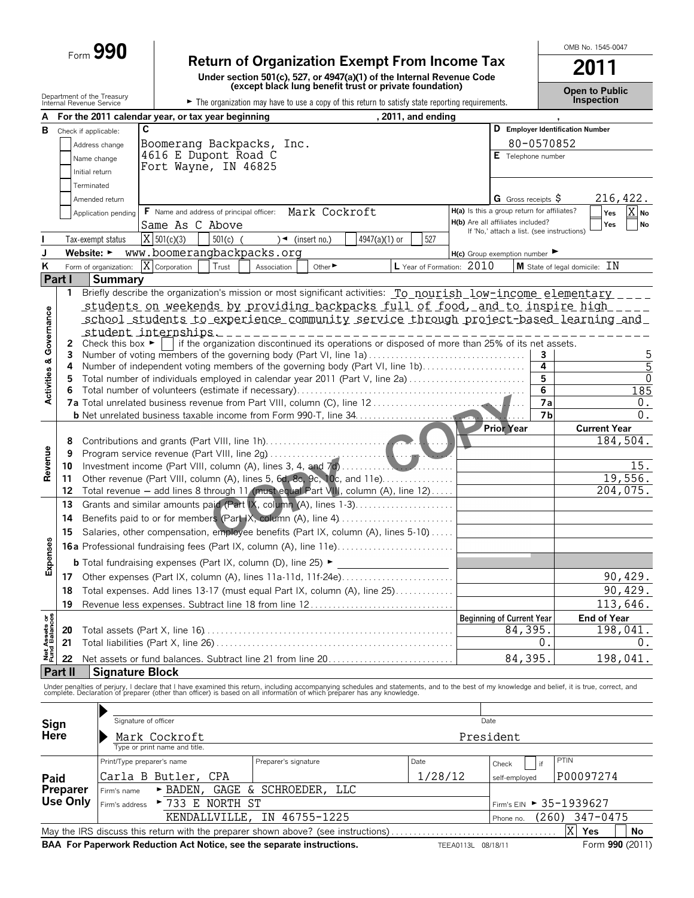Form **990**

# Return of Organization Exempt From Income Tax

**Under section 501(c), 527, or 4947(a)(1) of the Internal Revenue Code (except black lung benefit trust or private foundation)**

Department of the Treasury
Internal Revenue Service

► The organization may have to use a copy of this return to satisfy state reporting requirements.

OMB No. 1545-0047

**2011**

**Open to Public Inspection**

**A** For the 2011 calendar year, or tax year beginning , 2011, and ending ,

**B** Check if applicable:
- Address change
- Name change
- Initial return
- Terminated
- Amended return
- Application pending

**C**
Boomerang Backpacks, Inc.
4616 E Dupont Road C
Fort Wayne, IN 46825

**D** Employer Identification Number: 80-0570852

**E** Telephone number

**G** Gross receipts $ 216,422.

**F** Name and address of principal officer: Mark Cockroft
Same As C Above

**H(a)** Is this a group return for affiliates? Yes [ ] No [X]

**H(b)** Are all affiliates included? Yes [ ] No [ ]
If 'No,' attach a list. (see instructions)

**I** Tax-exempt status: [X] 501(c)(3) [ ] 501(c) ( ) ◄ (insert no.) [ ] 4947(a)(1) or [ ] 527

**J** Website: ► www.boomerangbackpacks.org

**H(c)** Group exemption number ►

**K** Form of organization: [X] Corporation [ ] Trust [ ] Association [ ] Other ►

**L** Year of Formation: 2010

**M** State of legal domicile: IN

## Part I Summary

**Activities & Governance**

1 Briefly describe the organization's mission or most significant activities: To nourish low-income elementary students on weekends by providing backpacks full of food, and to inspire high school students to experience community service through project-based learning and student internships.

2 Check this box ► [ ] if the organization discontinued its operations or disposed of more than 25% of its net assets.

| | | | |
|---|---|---|---|
| 3 | Number of voting members of the governing body (Part VI, line 1a) | 3 | 5 |
| 4 | Number of independent voting members of the governing body (Part VI, line 1b) | 4 | 5 |
| 5 | Total number of individuals employed in calendar year 2011 (Part V, line 2a) | 5 | 0 |
| 6 | Total number of volunteers (estimate if necessary) | 6 | 185 |
| 7a | Total unrelated business revenue from Part VIII, column (C), line 12 | 7a | 0. |
| b | Net unrelated business taxable income from Form 990-T, line 34 | 7b | 0. |

| | | | Prior Year | Current Year |
|---|---|---|---|---|
| **Revenue** | 8 | Contributions and grants (Part VIII, line 1h) | | 184,504. |
| | 9 | Program service revenue (Part VIII, line 2g) | | |
| | 10 | Investment income (Part VIII, column (A), lines 3, 4, and 7d) | | 15. |
| | 11 | Other revenue (Part VIII, column (A), lines 5, 6d, 8c, 9c, 10c, and 11e) | | 19,556. |
| | 12 | Total revenue – add lines 8 through 11 (must equal Part VIII, column (A), line 12) | | 204,075. |
| **Expenses** | 13 | Grants and similar amounts paid (Part IX, column (A), lines 1-3) | | |
| | 14 | Benefits paid to or for members (Part IX, column (A), line 4) | | |
| | 15 | Salaries, other compensation, employee benefits (Part IX, column (A), lines 5-10) | | |
| | 16a | Professional fundraising fees (Part IX, column (A), line 11e) | | |
| | b | Total fundraising expenses (Part IX, column (D), line 25) ► | | |
| | 17 | Other expenses (Part IX, column (A), lines 11a-11d, 11f-24e) | | 90,429. |
| | 18 | Total expenses. Add lines 13-17 (must equal Part IX, column (A), line 25) | | 90,429. |
| | 19 | Revenue less expenses. Subtract line 18 from line 12 | | 113,646. |

| | | | Beginning of Current Year | End of Year |
|---|---|---|---|---|
| **Net Assets or Fund Balances** | 20 | Total assets (Part X, line 16) | 84,395. | 198,041. |
| | 21 | Total liabilities (Part X, line 26) | 0. | 0. |
| | 22 | Net assets or fund balances. Subtract line 21 from line 20 | 84,395. | 198,041. |

## Part II Signature Block

Under penalties of perjury, I declare that I have examined this return, including accompanying schedules and statements, and to the best of my knowledge and belief, it is true, correct, and complete. Declaration of preparer (other than officer) is based on all information of which preparer has any knowledge.

**Sign Here**

Signature of officer — Date

Mark Cockroft — President
Type or print name and title.

**Paid Preparer Use Only**

| Print/Type preparer's name | Preparer's signature | Date | Check [ ] if self-employed | PTIN |
|---|---|---|---|---|
| Carla B Butler, CPA | | 1/28/12 | | P00097274 |

Firm's name ► BADEN, GAGE & SCHROEDER, LLC

Firm's address ► 733 E NORTH ST, KENDALLVILLE, IN 46755-1225

Firm's EIN ► 35-1939627

Phone no. (260) 347-0475

May the IRS discuss this return with the preparer shown above? (see instructions) [X] Yes [ ] No

**BAA For Paperwork Reduction Act Notice, see the separate instructions.** TEEA0113L 08/18/11 Form **990** (2011)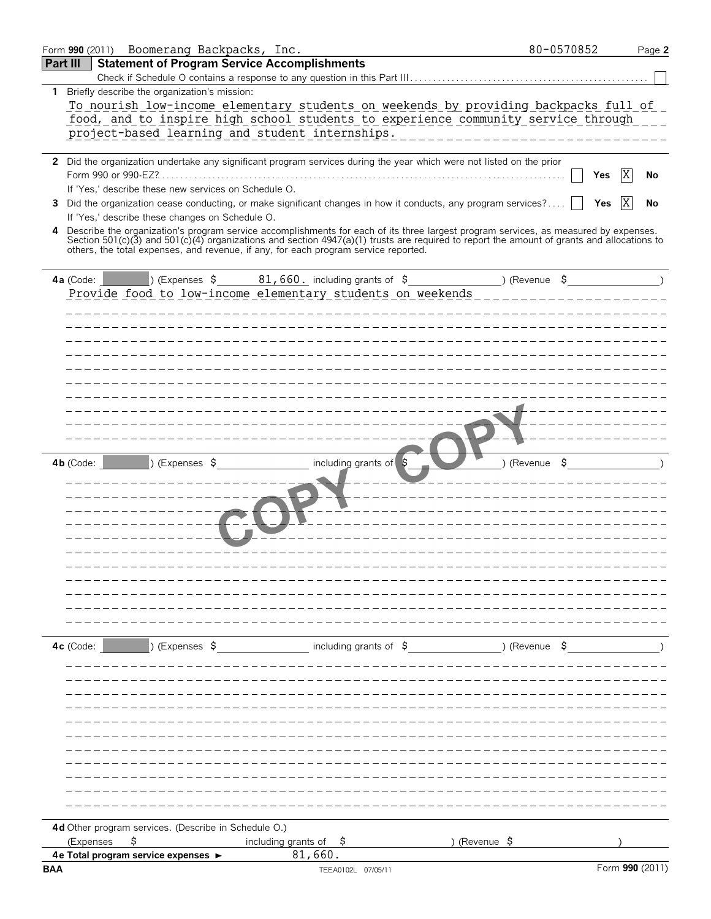Form **990** (2011) Boomerang Backpacks, Inc. 80-0570852 Page **2**

## Part III Statement of Program Service Accomplishments

Check if Schedule O contains a response to any question in this Part III . . . . . . ☐

**1** Briefly describe the organization's mission:

To nourish low-income elementary students on weekends by providing backpacks full of food, and to inspire high school students to experience community service through project-based learning and student internships.

**2** Did the organization undertake any significant program services during the year which were not listed on the prior Form 990 or 990-EZ? . . . . . . ☐ Yes ☒ No

If 'Yes,' describe these new services on Schedule O.

**3** Did the organization cease conducting, or make significant changes in how it conducts, any program services? . . . . ☐ Yes ☒ No

If 'Yes,' describe these changes on Schedule O.

**4** Describe the organization's program service accomplishments for each of its three largest program services, as measured by expenses. Section 501(c)(3) and 501(c)(4) organizations and section 4947(a)(1) trusts are required to report the amount of grants and allocations to others, the total expenses, and revenue, if any, for each program service reported.

**4a** (Code: ) (Expenses $ 81,660. including grants of $ ) (Revenue $ )

Provide food to low-income elementary students on weekends

**4b** (Code: ) (Expenses $ including grants of $ ) (Revenue $ )

**4c** (Code: ) (Expenses $ including grants of $ ) (Revenue $ )

**4d** Other program services. (Describe in Schedule O.)

(Expenses $ including grants of $ ) (Revenue $ )

**4e Total program service expenses** ► 81,660.

BAA TEEA0102L 07/05/11 Form **990** (2011)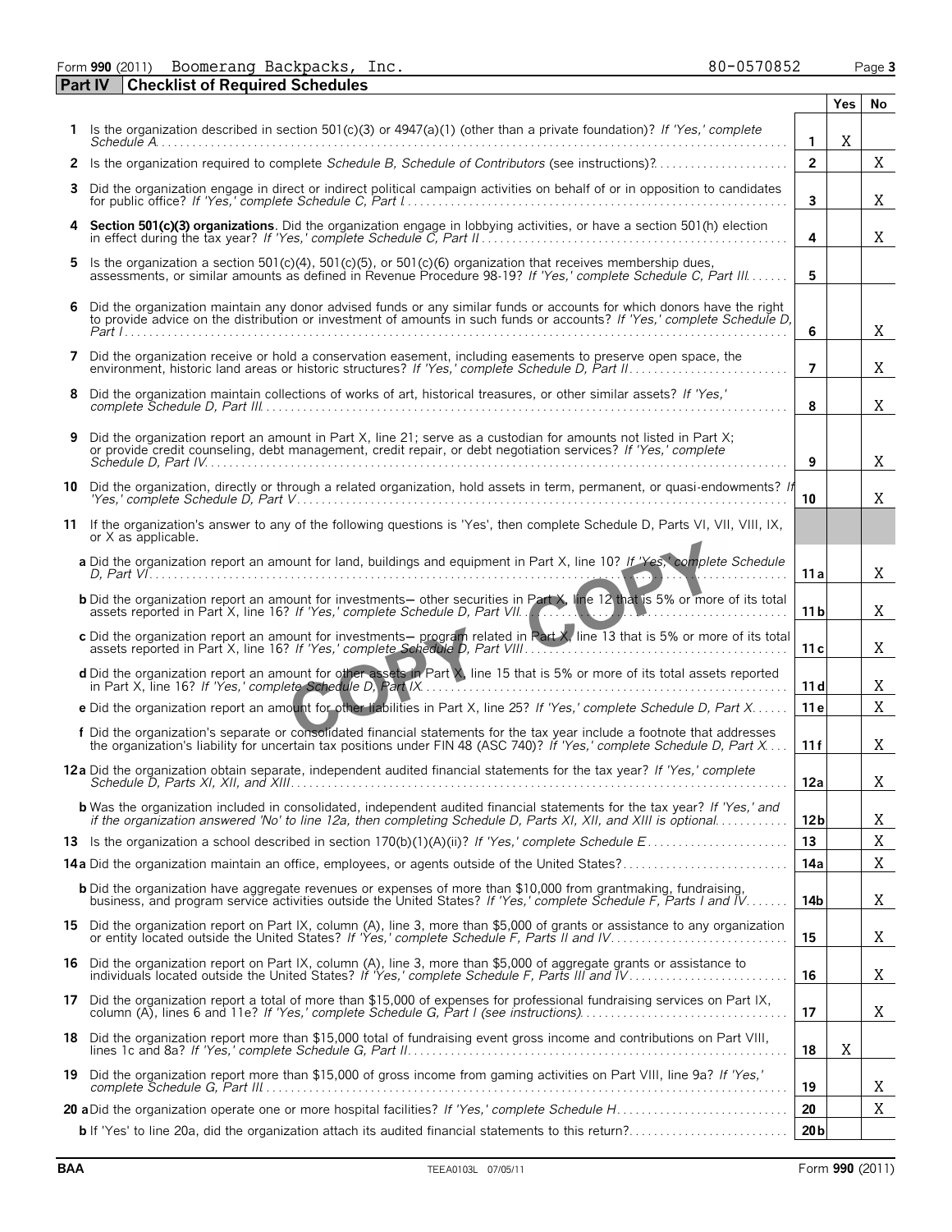Form **990** (2011) Boomerang Backpacks, Inc. 80-0570852

## Part IV Checklist of Required Schedules

| | | | Yes | No |
|---|---|---|---|---|
| **1** | Is the organization described in section 501(c)(3) or 4947(a)(1) (other than a private foundation)? *If 'Yes,' complete Schedule A* | 1 | X | |
| **2** | Is the organization required to complete *Schedule B, Schedule of Contributors* (see instructions)? | 2 | | X |
| **3** | Did the organization engage in direct or indirect political campaign activities on behalf of or in opposition to candidates for public office? *If 'Yes,' complete Schedule C, Part I* | 3 | | X |
| **4** | **Section 501(c)(3) organizations**. Did the organization engage in lobbying activities, or have a section 501(h) election in effect during the tax year? *If 'Yes,' complete Schedule C, Part II* | 4 | | X |
| **5** | Is the organization a section 501(c)(4), 501(c)(5), or 501(c)(6) organization that receives membership dues, assessments, or similar amounts as defined in Revenue Procedure 98-19? *If 'Yes,' complete Schedule C, Part III* | 5 | | |
| **6** | Did the organization maintain any donor advised funds or any similar funds or accounts for which donors have the right to provide advice on the distribution or investment of amounts in such funds or accounts? *If 'Yes,' complete Schedule D, Part I* | 6 | | X |
| **7** | Did the organization receive or hold a conservation easement, including easements to preserve open space, the environment, historic land areas or historic structures? *If 'Yes,' complete Schedule D, Part II* | 7 | | X |
| **8** | Did the organization maintain collections of works of art, historical treasures, or other similar assets? *If 'Yes,' complete Schedule D, Part III* | 8 | | X |
| **9** | Did the organization report an amount in Part X, line 21; serve as a custodian for amounts not listed in Part X; or provide credit counseling, debt management, credit repair, or debt negotiation services? *If 'Yes,' complete Schedule D, Part IV* | 9 | | X |
| **10** | Did the organization, directly or through a related organization, hold assets in term, permanent, or quasi-endowments? *If 'Yes,' complete Schedule D, Part V* | 10 | | X |
| **11** | If the organization's answer to any of the following questions is 'Yes', then complete Schedule D, Parts VI, VII, VIII, IX, or X as applicable. | | | |
| | **a** Did the organization report an amount for land, buildings and equipment in Part X, line 10? *If 'Yes,' complete Schedule D, Part VI* | 11a | | X |
| | **b** Did the organization report an amount for investments– other securities in Part X, line 12 that is 5% or more of its total assets reported in Part X, line 16? *If 'Yes,' complete Schedule D, Part VII* | 11b | | X |
| | **c** Did the organization report an amount for investments– program related in Part X, line 13 that is 5% or more of its total assets reported in Part X, line 16? *If 'Yes,' complete Schedule D, Part VIII* | 11c | | X |
| | **d** Did the organization report an amount for other assets in Part X, line 15 that is 5% or more of its total assets reported in Part X, line 16? *If 'Yes,' complete Schedule D, Part IX* | 11d | | X |
| | **e** Did the organization report an amount for other liabilities in Part X, line 25? *If 'Yes,' complete Schedule D, Part X* | 11e | | X |
| | **f** Did the organization's separate or consolidated financial statements for the tax year include a footnote that addresses the organization's liability for uncertain tax positions under FIN 48 (ASC 740)? *If 'Yes,' complete Schedule D, Part X* | 11f | | X |
| **12a** | Did the organization obtain separate, independent audited financial statements for the tax year? *If 'Yes,' complete Schedule D, Parts XI, XII, and XIII* | 12a | | X |
| | **b** Was the organization included in consolidated, independent audited financial statements for the tax year? *If 'Yes,' and if the organization answered 'No' to line 12a, then completing Schedule D, Parts XI, XII, and XIII is optional* | 12b | | X |
| **13** | Is the organization a school described in section 170(b)(1)(A)(ii)? *If 'Yes,' complete Schedule E* | 13 | | X |
| **14a** | Did the organization maintain an office, employees, or agents outside of the United States? | 14a | | X |
| | **b** Did the organization have aggregate revenues or expenses of more than $10,000 from grantmaking, fundraising, business, and program service activities outside the United States? *If 'Yes,' complete Schedule F, Parts I and IV* | 14b | | X |
| **15** | Did the organization report on Part IX, column (A), line 3, more than $5,000 of grants or assistance to any organization or entity located outside the United States? *If 'Yes,' complete Schedule F, Parts II and IV* | 15 | | X |
| **16** | Did the organization report on Part IX, column (A), line 3, more than $5,000 of aggregate grants or assistance to individuals located outside the United States? *If 'Yes,' complete Schedule F, Parts III and IV* | 16 | | X |
| **17** | Did the organization report a total of more than $15,000 of expenses for professional fundraising services on Part IX, column (A), lines 6 and 11e? *If 'Yes,' complete Schedule G, Part I (see instructions)* | 17 | | X |
| **18** | Did the organization report more than $15,000 total of fundraising event gross income and contributions on Part VIII, lines 1c and 8a? *If 'Yes,' complete Schedule G, Part II* | 18 | X | |
| **19** | Did the organization report more than $15,000 of gross income from gaming activities on Part VIII, line 9a? *If 'Yes,' complete Schedule G, Part III* | 19 | | X |
| **20a** | Did the organization operate one or more hospital facilities? *If 'Yes,' complete Schedule H* | 20 | | X |
| | **b** If 'Yes' to line 20a, did the organization attach its audited financial statements to this return? | 20b | | |

BAA TEEA0103L 07/05/11 Form **990** (2011)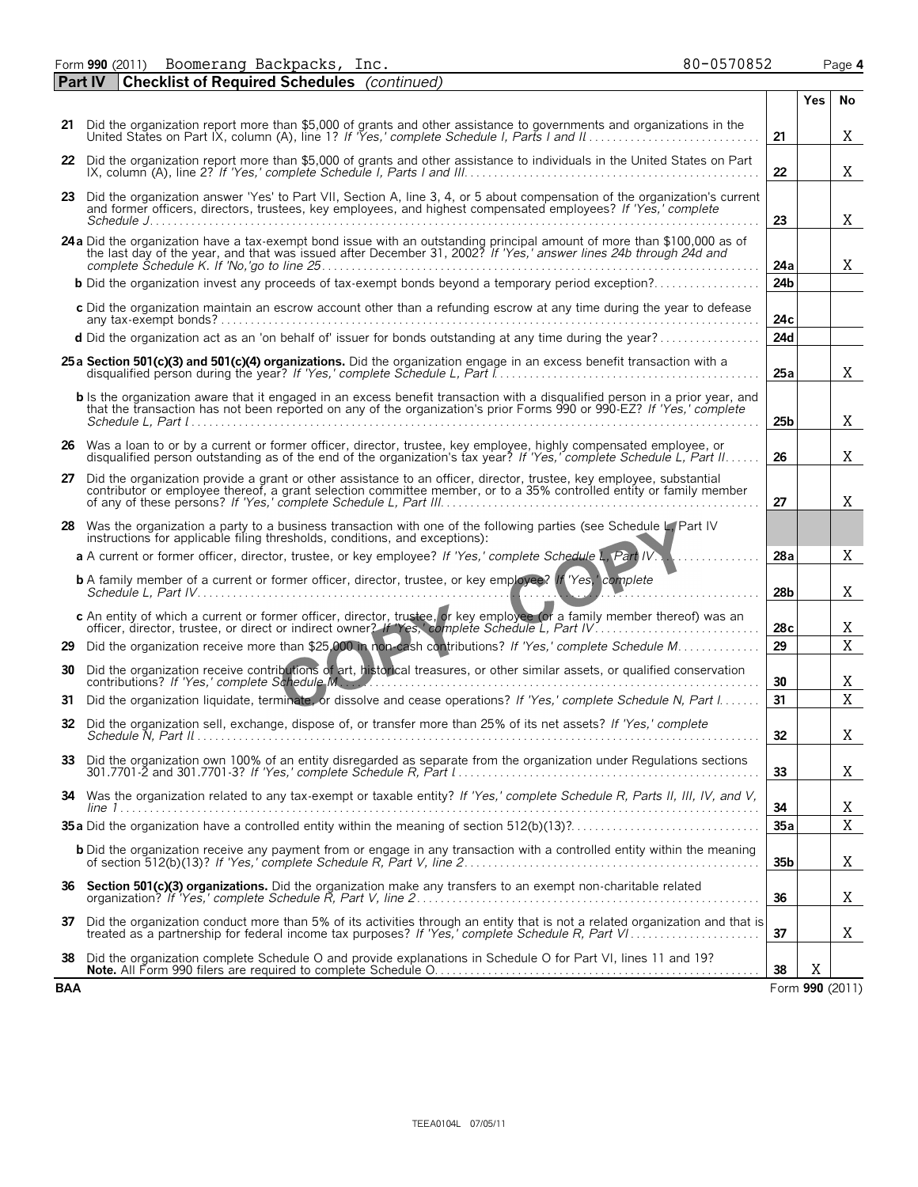Form **990** (2011) Boomerang Backpacks, Inc. 80-0570852 Page **4**

**Part IV** **Checklist of Required Schedules** *(continued)*

| | | | Yes | No |
|---|---|---|---|---|
| **21** | Did the organization report more than $5,000 of grants and other assistance to governments and organizations in the United States on Part IX, column (A), line 1? *If 'Yes,' complete Schedule I, Parts I and II* | **21** | | X |
| **22** | Did the organization report more than $5,000 of grants and other assistance to individuals in the United States on Part IX, column (A), line 2? *If 'Yes,' complete Schedule I, Parts I and III* | **22** | | X |
| **23** | Did the organization answer 'Yes' to Part VII, Section A, line 3, 4, or 5 about compensation of the organization's current and former officers, directors, trustees, key employees, and highest compensated employees? *If 'Yes,' complete Schedule J* | **23** | | X |
| **24a** | Did the organization have a tax-exempt bond issue with an outstanding principal amount of more than $100,000 as of the last day of the year, and that was issued after December 31, 2002? *If 'Yes,' answer lines 24b through 24d and complete Schedule K. If 'No,'go to line 25* | **24a** | | X |
| **b** | Did the organization invest any proceeds of tax-exempt bonds beyond a temporary period exception? | **24b** | | |
| **c** | Did the organization maintain an escrow account other than a refunding escrow at any time during the year to defease any tax-exempt bonds? | **24c** | | |
| **d** | Did the organization act as an 'on behalf of' issuer for bonds outstanding at any time during the year? | **24d** | | |
| **25a** | **Section 501(c)(3) and 501(c)(4) organizations.** Did the organization engage in an excess benefit transaction with a disqualified person during the year? *If 'Yes,' complete Schedule L, Part I* | **25a** | | X |
| **b** | Is the organization aware that it engaged in an excess benefit transaction with a disqualified person in a prior year, and that the transaction has not been reported on any of the organization's prior Forms 990 or 990-EZ? *If 'Yes,' complete Schedule L, Part I* | **25b** | | X |
| **26** | Was a loan to or by a current or former officer, director, trustee, key employee, highly compensated employee, or disqualified person outstanding as of the end of the organization's tax year? *If 'Yes,' complete Schedule L, Part II* | **26** | | X |
| **27** | Did the organization provide a grant or other assistance to an officer, director, trustee, key employee, substantial contributor or employee thereof, a grant selection committee member, or to a 35% controlled entity or family member of any of these persons? *If 'Yes,' complete Schedule L, Part III* | **27** | | X |
| **28** | Was the organization a party to a business transaction with one of the following parties (see Schedule L, Part IV instructions for applicable filing thresholds, conditions, and exceptions): | | | |
| **a** | A current or former officer, director, trustee, or key employee? *If 'Yes,' complete Schedule L, Part IV* | **28a** | | X |
| **b** | A family member of a current or former officer, director, trustee, or key employee? *If 'Yes,' complete Schedule L, Part IV* | **28b** | | X |
| **c** | An entity of which a current or former officer, director, trustee, or key employee (or a family member thereof) was an officer, director, trustee, or direct or indirect owner? *If 'Yes,' complete Schedule L, Part IV* | **28c** | | X |
| **29** | Did the organization receive more than $25,000 in non-cash contributions? *If 'Yes,' complete Schedule M* | **29** | | X |
| **30** | Did the organization receive contributions of art, historical treasures, or other similar assets, or qualified conservation contributions? *If 'Yes,' complete Schedule M* | **30** | | X |
| **31** | Did the organization liquidate, terminate, or dissolve and cease operations? *If 'Yes,' complete Schedule N, Part I* | **31** | | X |
| **32** | Did the organization sell, exchange, dispose of, or transfer more than 25% of its net assets? *If 'Yes,' complete Schedule N, Part II* | **32** | | X |
| **33** | Did the organization own 100% of an entity disregarded as separate from the organization under Regulations sections 301.7701-2 and 301.7701-3? *If 'Yes,' complete Schedule R, Part I* | **33** | | X |
| **34** | Was the organization related to any tax-exempt or taxable entity? *If 'Yes,' complete Schedule R, Parts II, III, IV, and V, line 1* | **34** | | X |
| **35a** | Did the organization have a controlled entity within the meaning of section 512(b)(13)? | **35a** | | X |
| **b** | Did the organization receive any payment from or engage in any transaction with a controlled entity within the meaning of section 512(b)(13)? *If 'Yes,' complete Schedule R, Part V, line 2* | **35b** | | X |
| **36** | **Section 501(c)(3) organizations.** Did the organization make any transfers to an exempt non-charitable related organization? *If 'Yes,' complete Schedule R, Part V, line 2* | **36** | | X |
| **37** | Did the organization conduct more than 5% of its activities through an entity that is not a related organization and that is treated as a partnership for federal income tax purposes? *If 'Yes,' complete Schedule R, Part VI* | **37** | | X |
| **38** | Did the organization complete Schedule O and provide explanations in Schedule O for Part VI, lines 11 and 19? **Note.** All Form 990 filers are required to complete Schedule O. | **38** | X | |

**BAA** Form **990** (2011)

TEEA0104L 07/05/11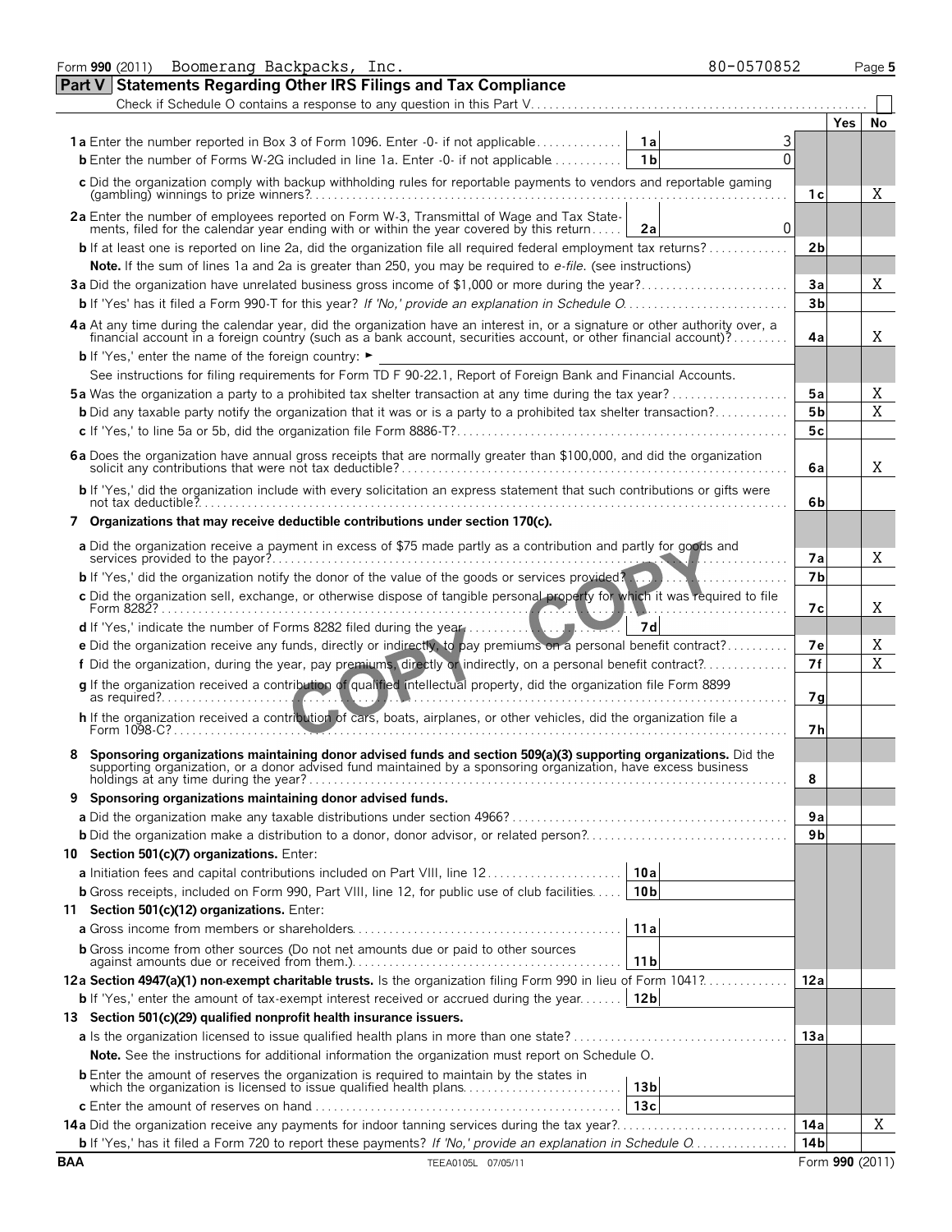Form **990** (2011) Boomerang Backpacks, Inc. 80-0570852 Page **5**

## Part V Statements Regarding Other IRS Filings and Tax Compliance

Check if Schedule O contains a response to any question in this Part V. . . . . . . . . . . . . . . . . . . . . . . . . . . . . . . . . . . . . . . . . . . . . . . . . . . . . ☐

| | | | | Yes | No |
|---|---|---|---|---|---|
| **1a** Enter the number reported in Box 3 of Form 1096. Enter -0- if not applicable | 1a | 3 | | | |
| **b** Enter the number of Forms W-2G included in line 1a. Enter -0- if not applicable | 1b | 0 | | | |
| **c** Did the organization comply with backup withholding rules for reportable payments to vendors and reportable gaming (gambling) winnings to prize winners? | | | 1c | | X |
| **2a** Enter the number of employees reported on Form W-3, Transmittal of Wage and Tax Statements, filed for the calendar year ending with or within the year covered by this return | 2a | 0 | | | |
| **b** If at least one is reported on line 2a, did the organization file all required federal employment tax returns? | | | 2b | | |
| **Note.** If the sum of lines 1a and 2a is greater than 250, you may be required to *e-file*. (see instructions) | | | | | |
| **3a** Did the organization have unrelated business gross income of $1,000 or more during the year? | | | 3a | | X |
| **b** If 'Yes' has it filed a Form 990-T for this year? *If 'No,' provide an explanation in Schedule O* | | | 3b | | |
| **4a** At any time during the calendar year, did the organization have an interest in, or a signature or other authority over, a financial account in a foreign country (such as a bank account, securities account, or other financial account)? | | | 4a | | X |
| **b** If 'Yes,' enter the name of the foreign country: ► | | | | | |
| See instructions for filing requirements for Form TD F 90-22.1, Report of Foreign Bank and Financial Accounts. | | | | | |
| **5a** Was the organization a party to a prohibited tax shelter transaction at any time during the tax year? | | | 5a | | X |
| **b** Did any taxable party notify the organization that it was or is a party to a prohibited tax shelter transaction? | | | 5b | | X |
| **c** If 'Yes,' to line 5a or 5b, did the organization file Form 8886-T? | | | 5c | | |
| **6a** Does the organization have annual gross receipts that are normally greater than $100,000, and did the organization solicit any contributions that were not tax deductible? | | | 6a | | X |
| **b** If 'Yes,' did the organization include with every solicitation an express statement that such contributions or gifts were not tax deductible? | | | 6b | | |
| **7 Organizations that may receive deductible contributions under section 170(c).** | | | | | |
| **a** Did the organization receive a payment in excess of $75 made partly as a contribution and partly for goods and services provided to the payor? | | | 7a | | X |
| **b** If 'Yes,' did the organization notify the donor of the value of the goods or services provided? | | | 7b | | |
| **c** Did the organization sell, exchange, or otherwise dispose of tangible personal property for which it was required to file Form 8282? | | | 7c | | X |
| **d** If 'Yes,' indicate the number of Forms 8282 filed during the year | 7d | | | | |
| **e** Did the organization receive any funds, directly or indirectly, to pay premiums on a personal benefit contract? | | | 7e | | X |
| **f** Did the organization, during the year, pay premiums, directly or indirectly, on a personal benefit contract? | | | 7f | | X |
| **g** If the organization received a contribution of qualified intellectual property, did the organization file Form 8899 as required? | | | 7g | | |
| **h** If the organization received a contribution of cars, boats, airplanes, or other vehicles, did the organization file a Form 1098-C? | | | 7h | | |
| **8 Sponsoring organizations maintaining donor advised funds and section 509(a)(3) supporting organizations.** Did the supporting organization, or a donor advised fund maintained by a sponsoring organization, have excess business holdings at any time during the year? | | | 8 | | |
| **9 Sponsoring organizations maintaining donor advised funds.** | | | | | |
| **a** Did the organization make any taxable distributions under section 4966? | | | 9a | | |
| **b** Did the organization make a distribution to a donor, donor advisor, or related person? | | | 9b | | |
| **10 Section 501(c)(7) organizations.** Enter: | | | | | |
| **a** Initiation fees and capital contributions included on Part VIII, line 12 | 10a | | | | |
| **b** Gross receipts, included on Form 990, Part VIII, line 12, for public use of club facilities | 10b | | | | |
| **11 Section 501(c)(12) organizations.** Enter: | | | | | |
| **a** Gross income from members or shareholders | 11a | | | | |
| **b** Gross income from other sources (Do not net amounts due or paid to other sources against amounts due or received from them.) | 11b | | | | |
| **12a Section 4947(a)(1) non-exempt charitable trusts.** Is the organization filing Form 990 in lieu of Form 1041? | | | 12a | | |
| **b** If 'Yes,' enter the amount of tax-exempt interest received or accrued during the year | 12b | | | | |
| **13 Section 501(c)(29) qualified nonprofit health insurance issuers.** | | | | | |
| **a** Is the organization licensed to issue qualified health plans in more than one state? | | | 13a | | |
| **Note.** See the instructions for additional information the organization must report on Schedule O. | | | | | |
| **b** Enter the amount of reserves the organization is required to maintain by the states in which the organization is licensed to issue qualified health plans | 13b | | | | |
| **c** Enter the amount of reserves on hand | 13c | | | | |
| **14a** Did the organization receive any payments for indoor tanning services during the tax year? | | | 14a | | X |
| **b** If 'Yes,' has it filed a Form 720 to report these payments? *If 'No,' provide an explanation in Schedule O* | | | 14b | | |

BAA TEEA0105L 07/05/11 Form **990** (2011)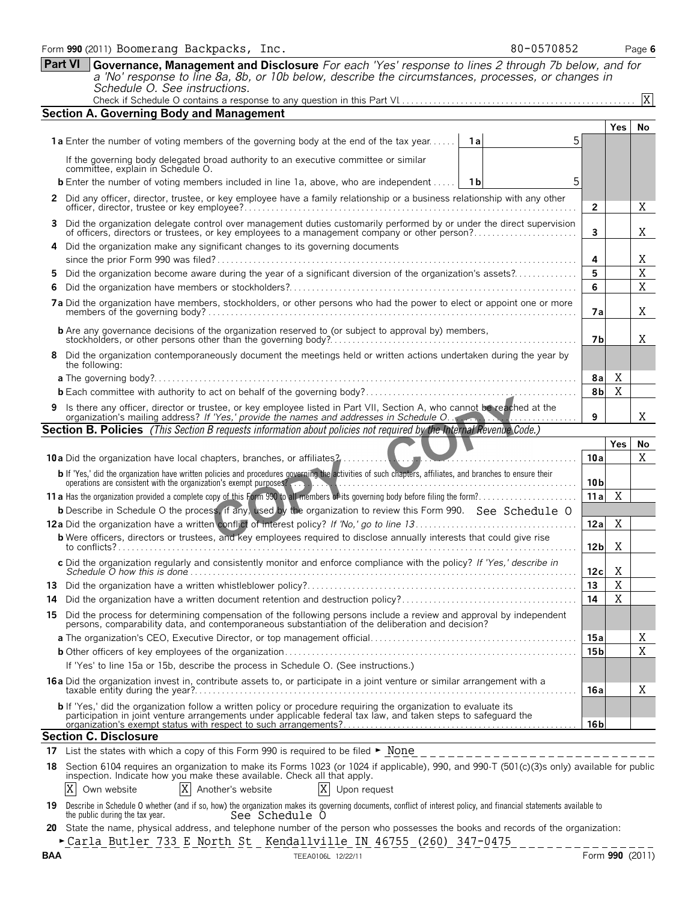Form **990** (2011) Boomerang Backpacks, Inc. 80-0570852

## Part VI Governance, Management and Disclosure

*For each 'Yes' response to lines 2 through 7b below, and for a 'No' response to line 8a, 8b, or 10b below, describe the circumstances, processes, or changes in Schedule O. See instructions.*

Check if Schedule O contains a response to any question in this Part VI . . . . . [X]

### Section A. Governing Body and Management

| | | | Yes | No |
|---|---|---|---|---|
| **1a** Enter the number of voting members of the governing body at the end of the tax year | 1a | 5 | | |
| If the governing body delegated broad authority to an executive committee or similar committee, explain in Schedule O. | | | | |
| **b** Enter the number of voting members included in line 1a, above, who are independent | 1b | 5 | | |
| **2** Did any officer, director, trustee, or key employee have a family relationship or a business relationship with any other officer, director, trustee or key employee? | 2 | | | X |
| **3** Did the organization delegate control over management duties customarily performed by or under the direct supervision of officers, directors or trustees, or key employees to a management company or other person? | 3 | | | X |
| **4** Did the organization make any significant changes to its governing documents since the prior Form 990 was filed? | 4 | | | X |
| **5** Did the organization become aware during the year of a significant diversion of the organization's assets? | 5 | | | X |
| **6** Did the organization have members or stockholders? | 6 | | | X |
| **7a** Did the organization have members, stockholders, or other persons who had the power to elect or appoint one or more members of the governing body? | 7a | | | X |
| **b** Are any governance decisions of the organization reserved to (or subject to approval by) members, stockholders, or other persons other than the governing body? | 7b | | | X |
| **8** Did the organization contemporaneously document the meetings held or written actions undertaken during the year by the following: | | | | |
| **a** The governing body? | 8a | | X | |
| **b** Each committee with authority to act on behalf of the governing body? | 8b | | X | |
| **9** Is there any officer, director or trustee, or key employee listed in Part VII, Section A, who cannot be reached at the organization's mailing address? *If 'Yes,' provide the names and addresses in Schedule O* | 9 | | | X |

### Section B. Policies *(This Section B requests information about policies not required by the Internal Revenue Code.)*

| | | Yes | No |
|---|---|---|---|
| **10a** Did the organization have local chapters, branches, or affiliates? | 10a | | X |
| **b** If 'Yes,' did the organization have written policies and procedures governing the activities of such chapters, affiliates, and branches to ensure their operations are consistent with the organization's exempt purposes? | 10b | | |
| **11a** Has the organization provided a complete copy of this Form 990 to all members of its governing body before filing the form? | 11a | X | |
| **b** Describe in Schedule O the process, if any, used by the organization to review this Form 990. See Schedule O | | | |
| **12a** Did the organization have a written conflict of interest policy? *If 'No,' go to line 13* | 12a | X | |
| **b** Were officers, directors or trustees, and key employees required to disclose annually interests that could give rise to conflicts? | 12b | X | |
| **c** Did the organization regularly and consistently monitor and enforce compliance with the policy? *If 'Yes,' describe in Schedule O how this is done* | 12c | X | |
| **13** Did the organization have a written whistleblower policy? | 13 | X | |
| **14** Did the organization have a written document retention and destruction policy? | 14 | X | |
| **15** Did the process for determining compensation of the following persons include a review and approval by independent persons, comparability data, and contemporaneous substantiation of the deliberation and decision? | | | |
| **a** The organization's CEO, Executive Director, or top management official | 15a | | X |
| **b** Other officers of key employees of the organization | 15b | | X |
| If 'Yes' to line 15a or 15b, describe the process in Schedule O. (See instructions.) | | | |
| **16a** Did the organization invest in, contribute assets to, or participate in a joint venture or similar arrangement with a taxable entity during the year? | 16a | | X |
| **b** If 'Yes,' did the organization follow a written policy or procedure requiring the organization to evaluate its participation in joint venture arrangements under applicable federal tax law, and taken steps to safeguard the organization's exempt status with respect to such arrangements? | 16b | | |

### Section C. Disclosure

**17** List the states with which a copy of this Form 990 is required to be filed ► None

**18** Section 6104 requires an organization to make its Forms 1023 (or 1024 if applicable), 990, and 990-T (501(c)(3)s only) available for public inspection. Indicate how you make these available. Check all that apply.

[X] Own website [X] Another's website [X] Upon request

**19** Describe in Schedule O whether (and if so, how) the organization makes its governing documents, conflict of interest policy, and financial statements available to the public during the tax year. See Schedule O

**20** State the name, physical address, and telephone number of the person who possesses the books and records of the organization:

► Carla Butler 733 E North St Kendallville IN 46755 (260) 347-0475

BAA TEEA0106L 12/22/11 Form **990** (2011)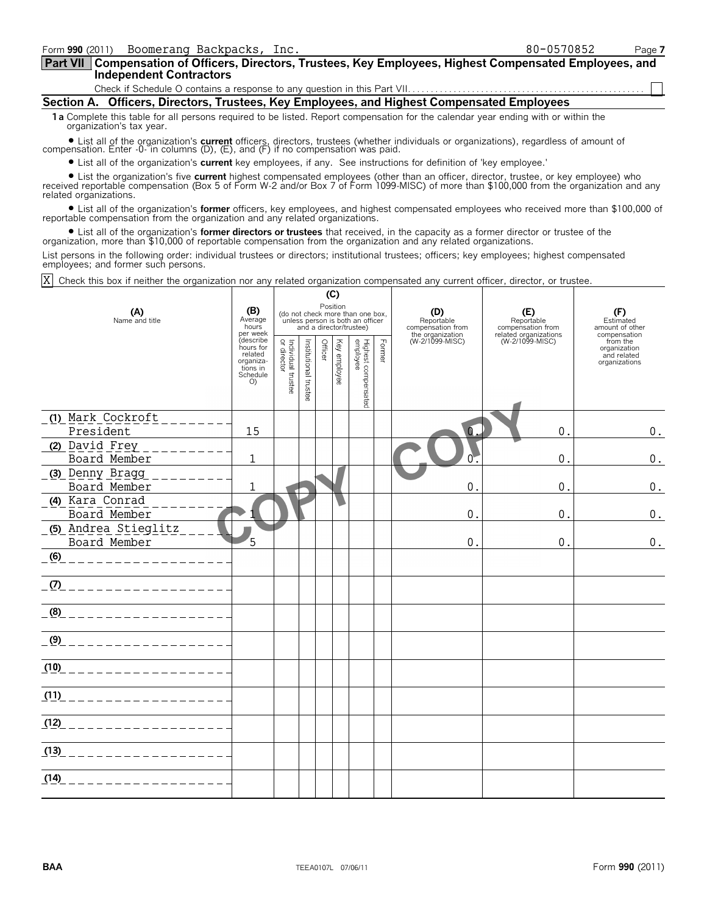Form **990** (2011) Boomerang Backpacks, Inc. 80-0570852 Page **7**

## Part VII Compensation of Officers, Directors, Trustees, Key Employees, Highest Compensated Employees, and Independent Contractors

Check if Schedule O contains a response to any question in this Part VII. [ ]

### Section A. Officers, Directors, Trustees, Key Employees, and Highest Compensated Employees

**1 a** Complete this table for all persons required to be listed. Report compensation for the calendar year ending with or within the organization's tax year.

- List all of the organization's **current** officers, directors, trustees (whether individuals or organizations), regardless of amount of compensation. Enter -0- in columns (D), (E), and (F) if no compensation was paid.
- List all of the organization's **current** key employees, if any. See instructions for definition of 'key employee.'
- List the organization's five **current** highest compensated employees (other than an officer, director, trustee, or key employee) who received reportable compensation (Box 5 of Form W-2 and/or Box 7 of Form 1099-MISC) of more than $100,000 from the organization and any related organizations.
- List all of the organization's **former** officers, key employees, and highest compensated employees who received more than $100,000 of reportable compensation from the organization and any related organizations.
- List all of the organization's **former directors or trustees** that received, in the capacity as a former director or trustee of the organization, more than $10,000 of reportable compensation from the organization and any related organizations.

List persons in the following order: individual trustees or directors; institutional trustees; officers; key employees; highest compensated employees; and former such persons.

[X] Check this box if neither the organization nor any related organization compensated any current officer, director, or trustee.

| (A) Name and title | (B) Average hours per week (describe hours for related organizations in Schedule O) | (C) Position (do not check more than one box, unless person is both an officer and a director/trustee) | | | | | | (D) Reportable compensation from the organization (W-2/1099-MISC) | (E) Reportable compensation from related organizations (W-2/1099-MISC) | (F) Estimated amount of other compensation from the organization and related organizations |
|---|---|---|---|---|---|---|---|---|---|---|
| | | Individual trustee or director | Institutional trustee | Officer | Key employee | Highest compensated employee | Former | | | |
| (1) Mark Cockroft<br>President | 15 | | | | | | | 0. | 0. | 0. |
| (2) David Frey<br>Board Member | 1 | | | | | | | 0. | 0. | 0. |
| (3) Denny Bragg<br>Board Member | 1 | | | | | | | 0. | 0. | 0. |
| (4) Kara Conrad<br>Board Member | 1 | | | | | | | 0. | 0. | 0. |
| (5) Andrea Stieglitz<br>Board Member | 5 | | | | | | | 0. | 0. | 0. |
| (6) | | | | | | | | | | |
| (7) | | | | | | | | | | |
| (8) | | | | | | | | | | |
| (9) | | | | | | | | | | |
| (10) | | | | | | | | | | |
| (11) | | | | | | | | | | |
| (12) | | | | | | | | | | |
| (13) | | | | | | | | | | |
| (14) | | | | | | | | | | |

BAA TEEA0107L 07/06/11 Form **990** (2011)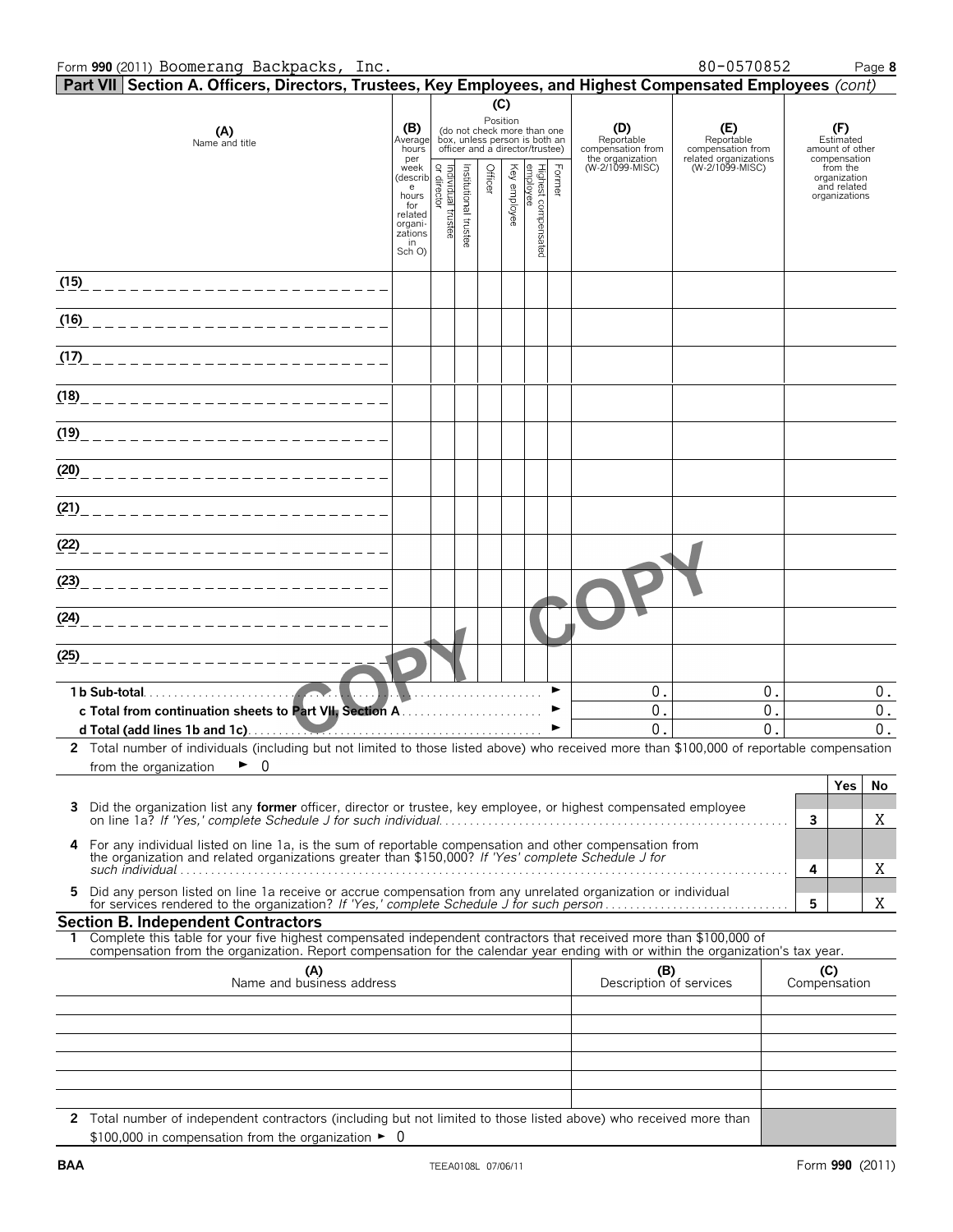Form **990** (2011) Boomerang Backpacks, Inc. 80-0570852

## Part VII Section A. Officers, Directors, Trustees, Key Employees, and Highest Compensated Employees *(cont)*

| (A) Name and title | (B) Average hours per week (describe hours for related organizations in Sch O) | (C) Position (do not check more than one box, unless person is both an officer and a director/trustee) Individual trustee or director | Institutional trustee | Officer | Key employee | Highest compensated employee | Former | (D) Reportable compensation from the organization (W-2/1099-MISC) | (E) Reportable compensation from related organizations (W-2/1099-MISC) | (F) Estimated amount of other compensation from the organization and related organizations |
|---|---|---|---|---|---|---|---|---|---|---|
| (15) | | | | | | | | | | |
| (16) | | | | | | | | | | |
| (17) | | | | | | | | | | |
| (18) | | | | | | | | | | |
| (19) | | | | | | | | | | |
| (20) | | | | | | | | | | |
| (21) | | | | | | | | | | |
| (22) | | | | | | | | | | |
| (23) | | | | | | | | | | |
| (24) | | | | | | | | | | |
| (25) | | | | | | | | | | |
| **1 b Sub-total** | | | | | | | ► | 0. | 0. | 0. |
| **c Total from continuation sheets to Part VII, Section A** | | | | | | | ► | 0. | 0. | 0. |
| **d Total (add lines 1b and 1c)** | | | | | | | ► | 0. | 0. | 0. |

**2** Total number of individuals (including but not limited to those listed above) who received more than $100,000 of reportable compensation from the organization ► 0

| | | Yes | No |
|---|---|---|---|
| **3** Did the organization list any **former** officer, director or trustee, key employee, or highest compensated employee on line 1a? *If 'Yes,' complete Schedule J for such individual* | **3** | | X |
| **4** For any individual listed on line 1a, is the sum of reportable compensation and other compensation from the organization and related organizations greater than $150,000? *If 'Yes' complete Schedule J for such individual* | **4** | | X |
| **5** Did any person listed on line 1a receive or accrue compensation from any unrelated organization or individual for services rendered to the organization? *If 'Yes,' complete Schedule J for such person* | **5** | | X |

## Section B. Independent Contractors

**1** Complete this table for your five highest compensated independent contractors that received more than $100,000 of compensation from the organization. Report compensation for the calendar year ending with or within the organization's tax year.

| (A) Name and business address | (B) Description of services | (C) Compensation |
|---|---|---|
| | | |
| | | |
| | | |
| | | |
| | | |

**2** Total number of independent contractors (including but not limited to those listed above) who received more than $100,000 in compensation from the organization ► 0

BAA TEEA0108L 07/06/11 Form **990** (2011)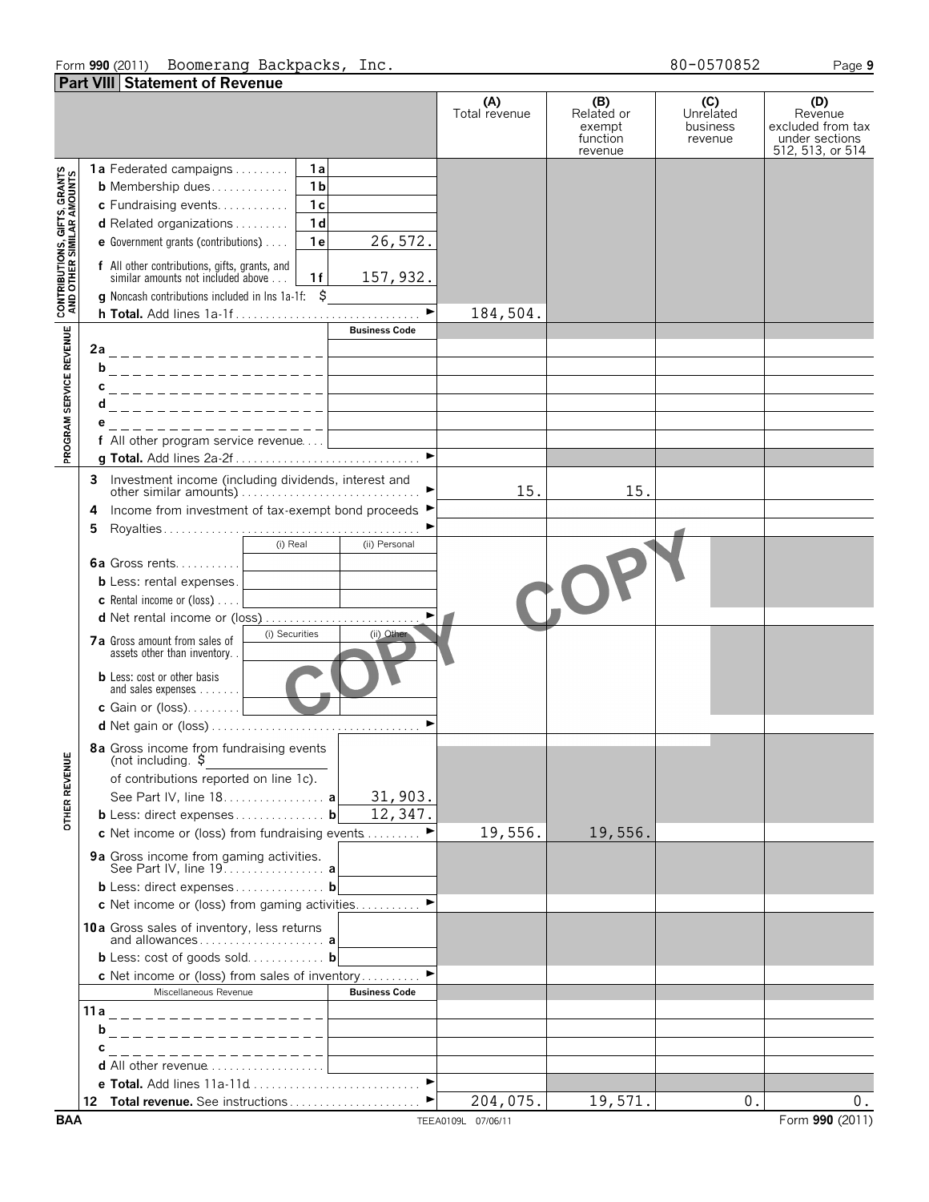Form **990** (2011) Boomerang Backpacks, Inc. 80-0570852

## Part VIII Statement of Revenue

| | | | (A) Total revenue | (B) Related or exempt function revenue | (C) Unrelated business revenue | (D) Revenue excluded from tax under sections 512, 513, or 514 |
|---|---|---|---|---|---|---|
| **CONTRIBUTIONS, GIFTS, GRANTS AND OTHER SIMILAR AMOUNTS** | **1a** Federated campaigns | 1a | | | | |
| | **b** Membership dues | 1b | | | | |
| | **c** Fundraising events | 1c | | | | |
| | **d** Related organizations | 1d | | | | |
| | **e** Government grants (contributions) | 1e 26,572. | | | | |
| | **f** All other contributions, gifts, grants, and similar amounts not included above | 1f 157,932. | | | | |
| | **g** Noncash contributions included in lns 1a-1f: $ | | | | | |
| | **h Total.** Add lines 1a-1f | ► | 184,504. | | | |
| **PROGRAM SERVICE REVENUE** | | Business Code | | | | |
| | **2a** | | | | | |
| | **b** | | | | | |
| | **c** | | | | | |
| | **d** | | | | | |
| | **e** | | | | | |
| | **f** All other program service revenue | | | | | |
| | **g Total.** Add lines 2a-2f | ► | | | | |
| **OTHER REVENUE** | **3** Investment income (including dividends, interest and other similar amounts) | ► | 15. | 15. | | |
| | **4** Income from investment of tax-exempt bond proceeds | ► | | | | |
| | **5** Royalties | ► | | | | |
| | | (i) Real / (ii) Personal | | | | |
| | **6a** Gross rents | | | | | |
| | **b** Less: rental expenses | | | | | |
| | **c** Rental income or (loss) | | | | | |
| | **d** Net rental income or (loss) | ► | | | | |
| | | (i) Securities / (ii) Other | | | | |
| | **7a** Gross amount from sales of assets other than inventory | | | | | |
| | **b** Less: cost or other basis and sales expenses | | | | | |
| | **c** Gain or (loss) | | | | | |
| | **d** Net gain or (loss) | ► | | | | |
| | **8a** Gross income from fundraising events (not including $ of contributions reported on line 1c). See Part IV, line 18 | a 31,903. | | | | |
| | **b** Less: direct expenses | b 12,347. | | | | |
| | **c** Net income or (loss) from fundraising events | ► | 19,556. | 19,556. | | |
| | **9a** Gross income from gaming activities. See Part IV, line 19 | a | | | | |
| | **b** Less: direct expenses | b | | | | |
| | **c** Net income or (loss) from gaming activities | ► | | | | |
| | **10a** Gross sales of inventory, less returns and allowances | a | | | | |
| | **b** Less: cost of goods sold | b | | | | |
| | **c** Net income or (loss) from sales of inventory | ► | | | | |
| | Miscellaneous Revenue | Business Code | | | | |
| | **11a** | | | | | |
| | **b** | | | | | |
| | **c** | | | | | |
| | **d** All other revenue | | | | | |
| | **e Total.** Add lines 11a-11d | ► | | | | |
| | **12 Total revenue.** See instructions | ► | 204,075. | 19,571. | 0. | 0. |

BAA TEEA0109L 07/06/11 Form **990** (2011)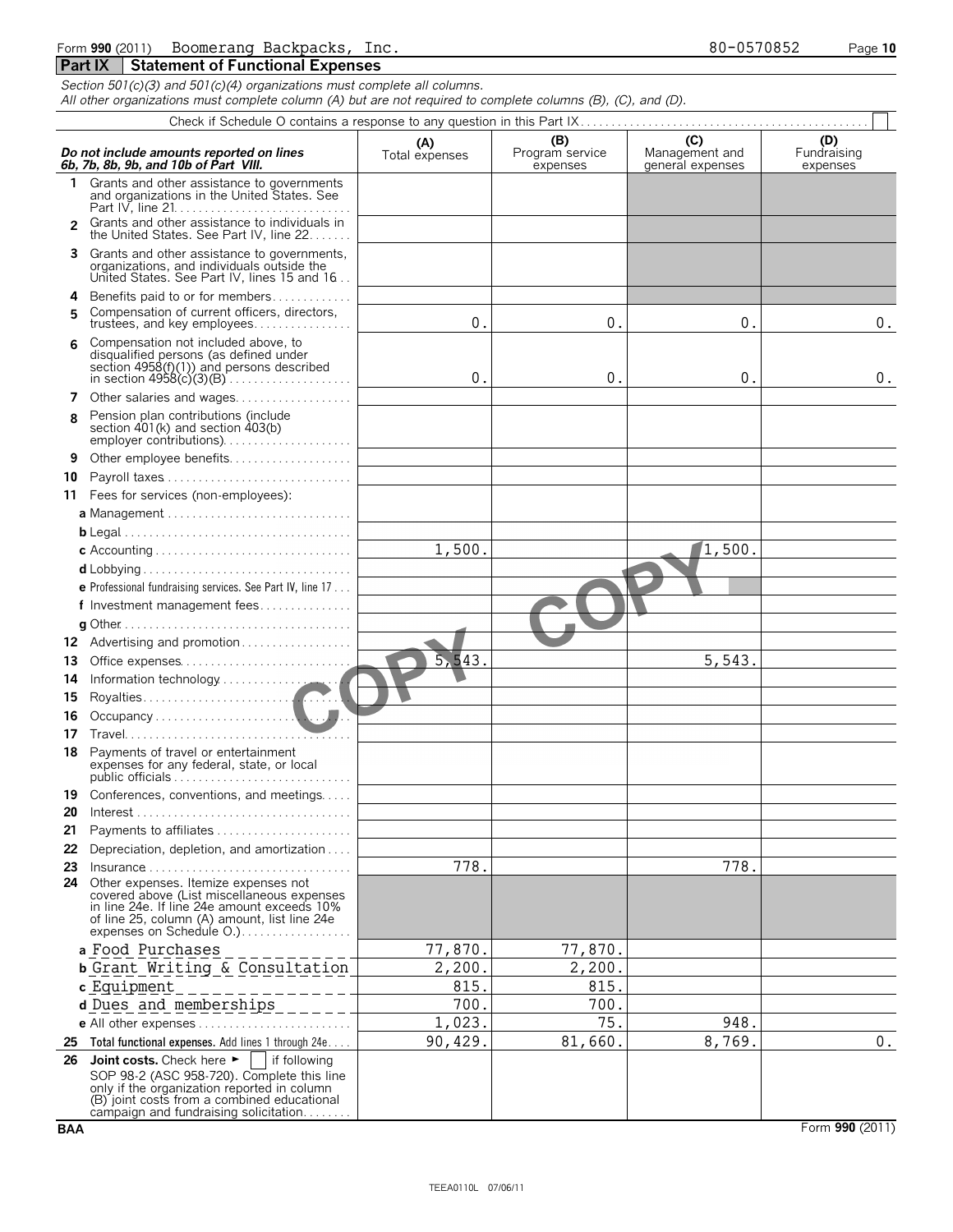Form **990** (2011) Boomerang Backpacks, Inc. 80-0570852

## Part IX Statement of Functional Expenses

*Section 501(c)(3) and 501(c)(4) organizations must complete all columns.*
*All other organizations must complete column (A) but are not required to complete columns (B), (C), and (D).*

Check if Schedule O contains a response to any question in this Part IX . . . . . . . . . . . . . . . . . . . . . . . . . . . . . . . . . . . . . . . . . . . . . . . . [ ]

| *Do not include amounts reported on lines 6b, 7b, 8b, 9b, and 10b of Part VIII.* | (A) Total expenses | (B) Program service expenses | (C) Management and general expenses | (D) Fundraising expenses |
|---|---|---|---|---|
| **1** Grants and other assistance to governments and organizations in the United States. See Part IV, line 21 | | | | |
| **2** Grants and other assistance to individuals in the United States. See Part IV, line 22 | | | | |
| **3** Grants and other assistance to governments, organizations, and individuals outside the United States. See Part IV, lines 15 and 16 | | | | |
| **4** Benefits paid to or for members | | | | |
| **5** Compensation of current officers, directors, trustees, and key employees | 0. | 0. | 0. | 0. |
| **6** Compensation not included above, to disqualified persons (as defined under section 4958(f)(1)) and persons described in section 4958(c)(3)(B) | 0. | 0. | 0. | 0. |
| **7** Other salaries and wages | | | | |
| **8** Pension plan contributions (include section 401(k) and section 403(b) employer contributions) | | | | |
| **9** Other employee benefits | | | | |
| **10** Payroll taxes | | | | |
| **11** Fees for services (non-employees): | | | | |
| **a** Management | | | | |
| **b** Legal | | | | |
| **c** Accounting | 1,500. | | 1,500. | |
| **d** Lobbying | | | | |
| **e** Professional fundraising services. See Part IV, line 17 | | | | |
| **f** Investment management fees | | | | |
| **g** Other | | | | |
| **12** Advertising and promotion | | | | |
| **13** Office expenses | 5,543. | | 5,543. | |
| **14** Information technology | | | | |
| **15** Royalties | | | | |
| **16** Occupancy | | | | |
| **17** Travel | | | | |
| **18** Payments of travel or entertainment expenses for any federal, state, or local public officials | | | | |
| **19** Conferences, conventions, and meetings | | | | |
| **20** Interest | | | | |
| **21** Payments to affiliates | | | | |
| **22** Depreciation, depletion, and amortization | | | | |
| **23** Insurance | 778. | | 778. | |
| **24** Other expenses. Itemize expenses not covered above (List miscellaneous expenses in line 24e. If line 24e amount exceeds 10% of line 25, column (A) amount, list line 24e expenses on Schedule O.) | | | | |
| **a** Food Purchases | 77,870. | 77,870. | | |
| **b** Grant Writing & Consultation | 2,200. | 2,200. | | |
| **c** Equipment | 815. | 815. | | |
| **d** Dues and memberships | 700. | 700. | | |
| **e** All other expenses | 1,023. | 75. | 948. | |
| **25 Total functional expenses.** Add lines 1 through 24e | 90,429. | 81,660. | 8,769. | 0. |
| **26 Joint costs.** Check here ► [ ] if following SOP 98-2 (ASC 958-720). Complete this line only if the organization reported in column (B) joint costs from a combined educational campaign and fundraising solicitation | | | | |

BAA Form **990** (2011)

TEEA0110L 07/06/11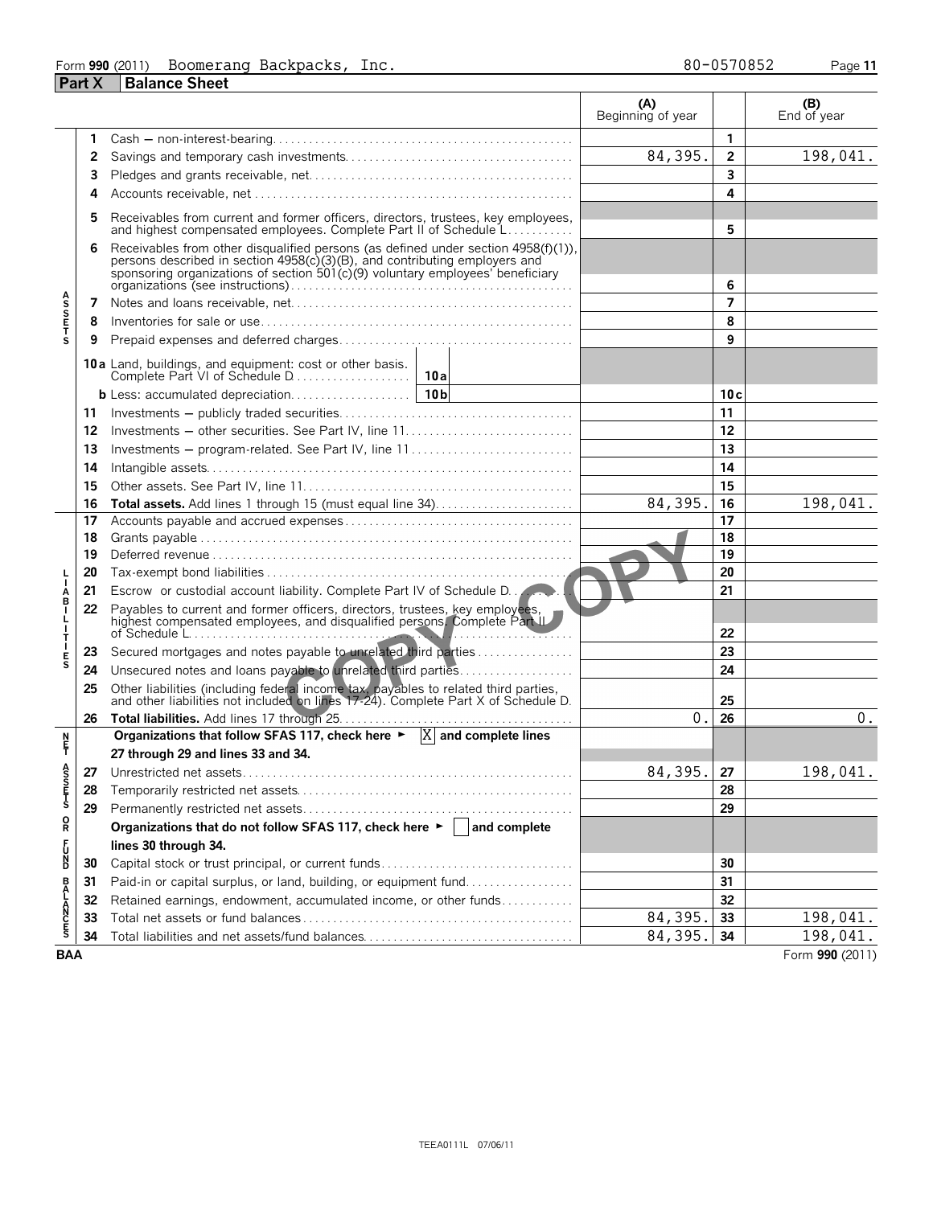Form **990** (2011) Boomerang Backpacks, Inc. 80-0570852

## Part X Balance Sheet

| | | | (A) Beginning of year | | (B) End of year |
|---|---|---|---|---|---|
| **ASSETS** | 1 | Cash — non-interest-bearing | | 1 | |
| | 2 | Savings and temporary cash investments | 84,395. | 2 | 198,041. |
| | 3 | Pledges and grants receivable, net | | 3 | |
| | 4 | Accounts receivable, net | | 4 | |
| | 5 | Receivables from current and former officers, directors, trustees, key employees, and highest compensated employees. Complete Part II of Schedule L | | 5 | |
| | 6 | Receivables from other disqualified persons (as defined under section 4958(f)(1)), persons described in section 4958(c)(3)(B), and contributing employers and sponsoring organizations of section 501(c)(9) voluntary employees' beneficiary organizations (see instructions) | | 6 | |
| | 7 | Notes and loans receivable, net | | 7 | |
| | 8 | Inventories for sale or use | | 8 | |
| | 9 | Prepaid expenses and deferred charges | | 9 | |
| | 10a | Land, buildings, and equipment: cost or other basis. Complete Part VI of Schedule D — 10a | | | |
| | b | Less: accumulated depreciation — 10b | | 10c | |
| | 11 | Investments — publicly traded securities | | 11 | |
| | 12 | Investments — other securities. See Part IV, line 11 | | 12 | |
| | 13 | Investments — program-related. See Part IV, line 11 | | 13 | |
| | 14 | Intangible assets | | 14 | |
| | 15 | Other assets. See Part IV, line 11 | | 15 | |
| | 16 | **Total assets.** Add lines 1 through 15 (must equal line 34) | 84,395. | 16 | 198,041. |
| **LIABILITIES** | 17 | Accounts payable and accrued expenses | | 17 | |
| | 18 | Grants payable | | 18 | |
| | 19 | Deferred revenue | | 19 | |
| | 20 | Tax-exempt bond liabilities | | 20 | |
| | 21 | Escrow or custodial account liability. Complete Part IV of Schedule D | | 21 | |
| | 22 | Payables to current and former officers, directors, trustees, key employees, highest compensated employees, and disqualified persons. Complete Part II of Schedule L | | 22 | |
| | 23 | Secured mortgages and notes payable to unrelated third parties | | 23 | |
| | 24 | Unsecured notes and loans payable to unrelated third parties | | 24 | |
| | 25 | Other liabilities (including federal income tax, payables to related third parties, and other liabilities not included on lines 17-24). Complete Part X of Schedule D | | 25 | |
| | 26 | **Total liabilities.** Add lines 17 through 25 | 0. | 26 | 0. |
| **NET ASSETS OR FUND BALANCES** | | **Organizations that follow SFAS 117, check here ► [X] and complete lines 27 through 29 and lines 33 and 34.** | | | |
| | 27 | Unrestricted net assets | 84,395. | 27 | 198,041. |
| | 28 | Temporarily restricted net assets | | 28 | |
| | 29 | Permanently restricted net assets | | 29 | |
| | | **Organizations that do not follow SFAS 117, check here ► [ ] and complete lines 30 through 34.** | | | |
| | 30 | Capital stock or trust principal, or current funds | | 30 | |
| | 31 | Paid-in or capital surplus, or land, building, or equipment fund | | 31 | |
| | 32 | Retained earnings, endowment, accumulated income, or other funds | | 32 | |
| | 33 | Total net assets or fund balances | 84,395. | 33 | 198,041. |
| | 34 | Total liabilities and net assets/fund balances | 84,395. | 34 | 198,041. |

BAA Form **990** (2011)

TEEA0111L 07/06/11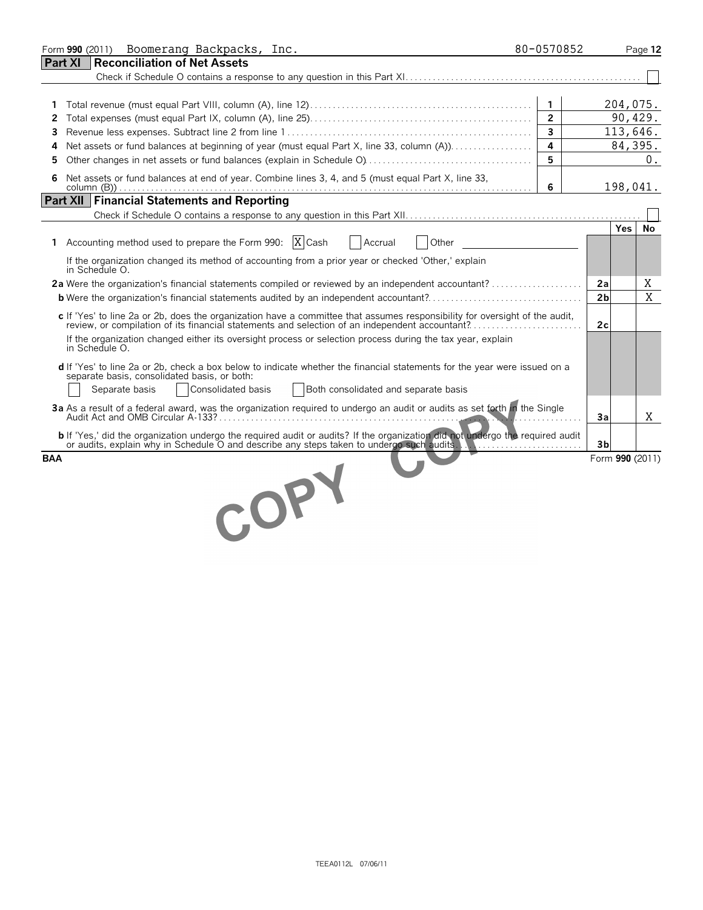Form **990** (2011) Boomerang Backpacks, Inc. 80-0570852

## Part XI Reconciliation of Net Assets

Check if Schedule O contains a response to any question in this Part XI . . . . ☐

| | | | |
|---|---|---|---|
| 1 | Total revenue (must equal Part VIII, column (A), line 12) | 1 | 204,075. |
| 2 | Total expenses (must equal Part IX, column (A), line 25) | 2 | 90,429. |
| 3 | Revenue less expenses. Subtract line 2 from line 1 | 3 | 113,646. |
| 4 | Net assets or fund balances at beginning of year (must equal Part X, line 33, column (A)) | 4 | 84,395. |
| 5 | Other changes in net assets or fund balances (explain in Schedule O) | 5 | 0. |
| 6 | Net assets or fund balances at end of year. Combine lines 3, 4, and 5 (must equal Part X, line 33, column (B)) | 6 | 198,041. |

## Part XII Financial Statements and Reporting

Check if Schedule O contains a response to any question in this Part XII . . . . ☐

| | | Yes | No |
|---|---|---|---|
| **1** Accounting method used to prepare the Form 990: ☒ Cash ☐ Accrual ☐ Other | | | |
| If the organization changed its method of accounting from a prior year or checked 'Other,' explain in Schedule O. | | | |
| **2a** Were the organization's financial statements compiled or reviewed by an independent accountant? | 2a | | X |
| **b** Were the organization's financial statements audited by an independent accountant? | 2b | | X |
| **c** If 'Yes' to line 2a or 2b, does the organization have a committee that assumes responsibility for oversight of the audit, review, or compilation of its financial statements and selection of an independent accountant? | 2c | | |
| If the organization changed either its oversight process or selection process during the tax year, explain in Schedule O. | | | |
| **d** If 'Yes' to line 2a or 2b, check a box below to indicate whether the financial statements for the year were issued on a separate basis, consolidated basis, or both: ☐ Separate basis ☐ Consolidated basis ☐ Both consolidated and separate basis | | | |
| **3a** As a result of a federal award, was the organization required to undergo an audit or audits as set forth in the Single Audit Act and OMB Circular A-133? | 3a | | X |
| **b** If 'Yes,' did the organization undergo the required audit or audits? If the organization did not undergo the required audit or audits, explain why in Schedule O and describe any steps taken to undergo such audits. | 3b | | |

BAA Form **990** (2011)

TEEA0112L 07/06/11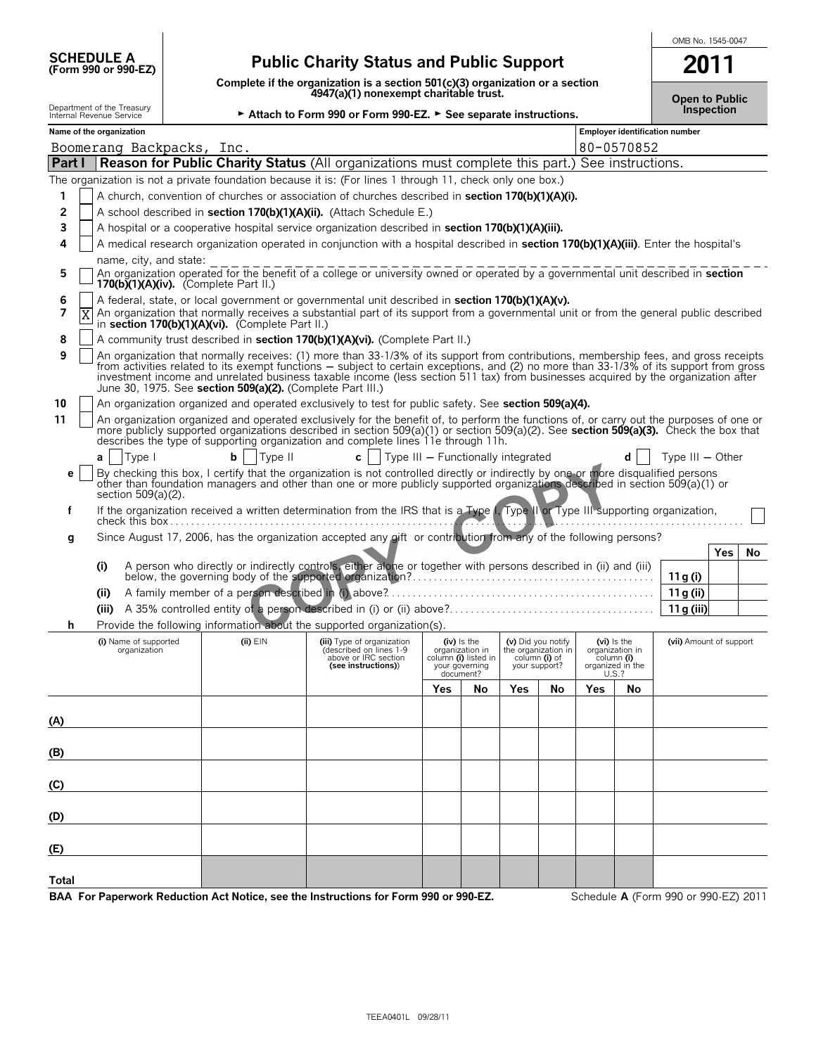OMB No. 1545-0047

**SCHEDULE A**
**(Form 990 or 990-EZ)**

Department of the Treasury
Internal Revenue Service

# Public Charity Status and Public Support

**Complete if the organization is a section 501(c)(3) organization or a section 4947(a)(1) nonexempt charitable trust.**

► **Attach to Form 990 or Form 990-EZ.** ► **See separate instructions.**

**2011**

**Open to Public Inspection**

| Name of the organization | Employer identification number |
|---|---|
| Boomerang Backpacks, Inc. | 80-0570852 |

## Part I Reason for Public Charity Status (All organizations must complete this part.) See instructions.

The organization is not a private foundation because it is: (For lines 1 through 11, check only one box.)

1. [ ] A church, convention of churches or association of churches described in **section 170(b)(1)(A)(i).**
2. [ ] A school described in **section 170(b)(1)(A)(ii).** (Attach Schedule E.)
3. [ ] A hospital or a cooperative hospital service organization described in **section 170(b)(1)(A)(iii).**
4. [ ] A medical research organization operated in conjunction with a hospital described in **section 170(b)(1)(A)(iii)**. Enter the hospital's name, city, and state:
5. [ ] An organization operated for the benefit of a college or university owned or operated by a governmental unit described in **section 170(b)(1)(A)(iv).** (Complete Part II.)
6. [ ] A federal, state, or local government or governmental unit described in **section 170(b)(1)(A)(v).**
7. [X] An organization that normally receives a substantial part of its support from a governmental unit or from the general public described in **section 170(b)(1)(A)(vi).** (Complete Part II.)
8. [ ] A community trust described in **section 170(b)(1)(A)(vi).** (Complete Part II.)
9. [ ] An organization that normally receives: (1) more than 33-1/3% of its support from contributions, membership fees, and gross receipts from activities related to its exempt functions — subject to certain exceptions, and (2) no more than 33-1/3% of its support from gross investment income and unrelated business taxable income (less section 511 tax) from businesses acquired by the organization after June 30, 1975. See **section 509(a)(2).** (Complete Part III.)
10. [ ] An organization organized and operated exclusively to test for public safety. See **section 509(a)(4).**
11. [ ] An organization organized and operated exclusively for the benefit of, to perform the functions of, or carry out the purposes of one or more publicly supported organizations described in section 509(a)(1) or section 509(a)(2). See **section 509(a)(3).** Check the box that describes the type of supporting organization and complete lines 11e through 11h.

   **a** [ ] Type I **b** [ ] Type II **c** [ ] Type III — Functionally integrated **d** [ ] Type III — Other

   **e** [ ] By checking this box, I certify that the organization is not controlled directly or indirectly by one or more disqualified persons other than foundation managers and other than one or more publicly supported organizations described in section 509(a)(1) or section 509(a)(2).

   **f** If the organization received a written determination from the IRS that is a Type I, Type II or Type III supporting organization, check this box [ ]

   **g** Since August 17, 2006, has the organization accepted any gift or contribution from any of the following persons?

| | | | Yes | No |
|---|---|---|---|---|
| (i) | A person who directly or indirectly controls, either alone or together with persons described in (ii) and (iii) below, the governing body of the supported organization? | 11g (i) | | |
| (ii) | A family member of a person described in (i) above? | 11g (ii) | | |
| (iii) | A 35% controlled entity of a person described in (i) or (ii) above? | 11g (iii) | | |

   **h** Provide the following information about the supported organization(s).

| (i) Name of supported organization | (ii) EIN | (iii) Type of organization (described on lines 1-9 above or IRC section (see instructions)) | (iv) Is the organization in column (i) listed in your governing document? Yes | No | (v) Did you notify the organization in column (i) of your support? Yes | No | (vi) Is the organization in column (i) organized in the U.S.? Yes | No | (vii) Amount of support |
|---|---|---|---|---|---|---|---|---|---|
| (A) | | | | | | | | | |
| (B) | | | | | | | | | |
| (C) | | | | | | | | | |
| (D) | | | | | | | | | |
| (E) | | | | | | | | | |
| Total | | | | | | | | | |

**BAA For Paperwork Reduction Act Notice, see the Instructions for Form 990 or 990-EZ.** Schedule **A** (Form 990 or 990-EZ) 2011

TEEA0401L 09/28/11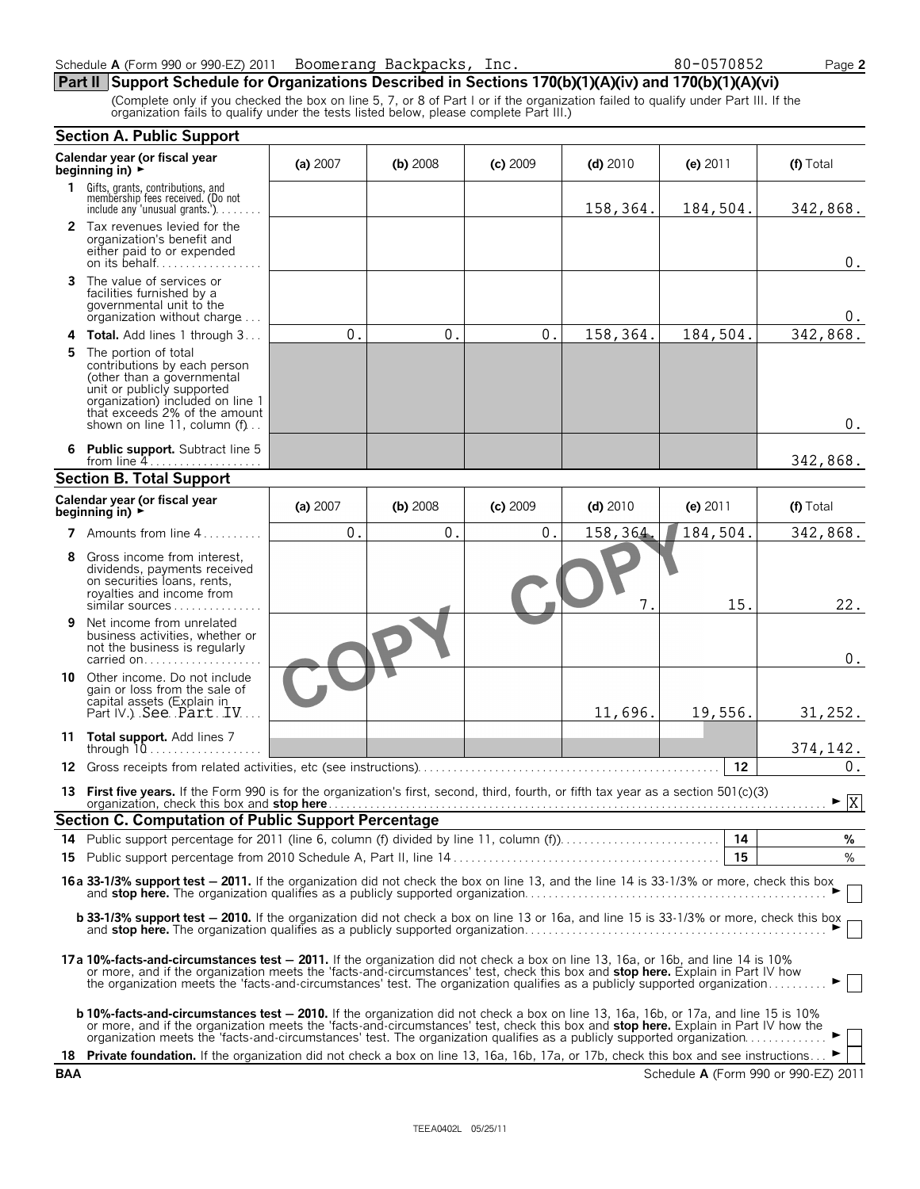Schedule A (Form 990 or 990-EZ) 2011 Boomerang Backpacks, Inc. 80-0570852

## Part II Support Schedule for Organizations Described in Sections 170(b)(1)(A)(iv) and 170(b)(1)(A)(vi)

(Complete only if you checked the box on line 5, 7, or 8 of Part I or if the organization failed to qualify under Part III. If the organization fails to qualify under the tests listed below, please complete Part III.)

### Section A. Public Support

| Calendar year (or fiscal year beginning in) ► | (a) 2007 | (b) 2008 | (c) 2009 | (d) 2010 | (e) 2011 | (f) Total |
|---|---|---|---|---|---|---|
| 1 Gifts, grants, contributions, and membership fees received. (Do not include any 'unusual grants.') | | | | 158,364. | 184,504. | 342,868. |
| 2 Tax revenues levied for the organization's benefit and either paid to or expended on its behalf | | | | | | 0. |
| 3 The value of services or facilities furnished by a governmental unit to the organization without charge | | | | | | 0. |
| 4 **Total.** Add lines 1 through 3 | 0. | 0. | 0. | 158,364. | 184,504. | 342,868. |
| 5 The portion of total contributions by each person (other than a governmental unit or publicly supported organization) included on line 1 that exceeds 2% of the amount shown on line 11, column (f) | | | | | | 0. |
| 6 **Public support.** Subtract line 5 from line 4 | | | | | | 342,868. |

### Section B. Total Support

| Calendar year (or fiscal year beginning in) ► | (a) 2007 | (b) 2008 | (c) 2009 | (d) 2010 | (e) 2011 | (f) Total |
|---|---|---|---|---|---|---|
| 7 Amounts from line 4 | 0. | 0. | 0. | 158,364. | 184,504. | 342,868. |
| 8 Gross income from interest, dividends, payments received on securities loans, rents, royalties and income from similar sources | | | | 7. | 15. | 22. |
| 9 Net income from unrelated business activities, whether or not the business is regularly carried on | | | | | | 0. |
| 10 Other income. Do not include gain or loss from the sale of capital assets (Explain in Part IV.) See Part IV | | | | 11,696. | 19,556. | 31,252. |
| 11 **Total support.** Add lines 7 through 10 | | | | | | 374,142. |

12 Gross receipts from related activities, etc (see instructions) — 12 — 0.

13 **First five years.** If the Form 990 is for the organization's first, second, third, fourth, or fifth tax year as a section 501(c)(3) organization, check this box and **stop here** ► [X]

### Section C. Computation of Public Support Percentage

14 Public support percentage for 2011 (line 6, column (f) divided by line 11, column (f)) — 14 — %

15 Public support percentage from 2010 Schedule A, Part II, line 14 — 15 — %

**16a 33-1/3% support test — 2011.** If the organization did not check the box on line 13, and the line 14 is 33-1/3% or more, check this box and **stop here.** The organization qualifies as a publicly supported organization ► [ ]

**b 33-1/3% support test — 2010.** If the organization did not check a box on line 13 or 16a, and line 15 is 33-1/3% or more, check this box and **stop here.** The organization qualifies as a publicly supported organization ► [ ]

**17a 10%-facts-and-circumstances test — 2011.** If the organization did not check a box on line 13, 16a, or 16b, and line 14 is 10% or more, and if the organization meets the 'facts-and-circumstances' test, check this box and **stop here.** Explain in Part IV how the organization meets the 'facts-and-circumstances' test. The organization qualifies as a publicly supported organization ► [ ]

**b 10%-facts-and-circumstances test — 2010.** If the organization did not check a box on line 13, 16a, 16b, or 17a, and line 15 is 10% or more, and if the organization meets the 'facts-and-circumstances' test, check this box and **stop here.** Explain in Part IV how the organization meets the 'facts-and-circumstances' test. The organization qualifies as a publicly supported organization ► [ ]

18 **Private foundation.** If the organization did not check a box on line 13, 16a, 16b, 17a, or 17b, check this box and see instructions ► [ ]

BAA Schedule A (Form 990 or 990-EZ) 2011

TEEA0402L 05/25/11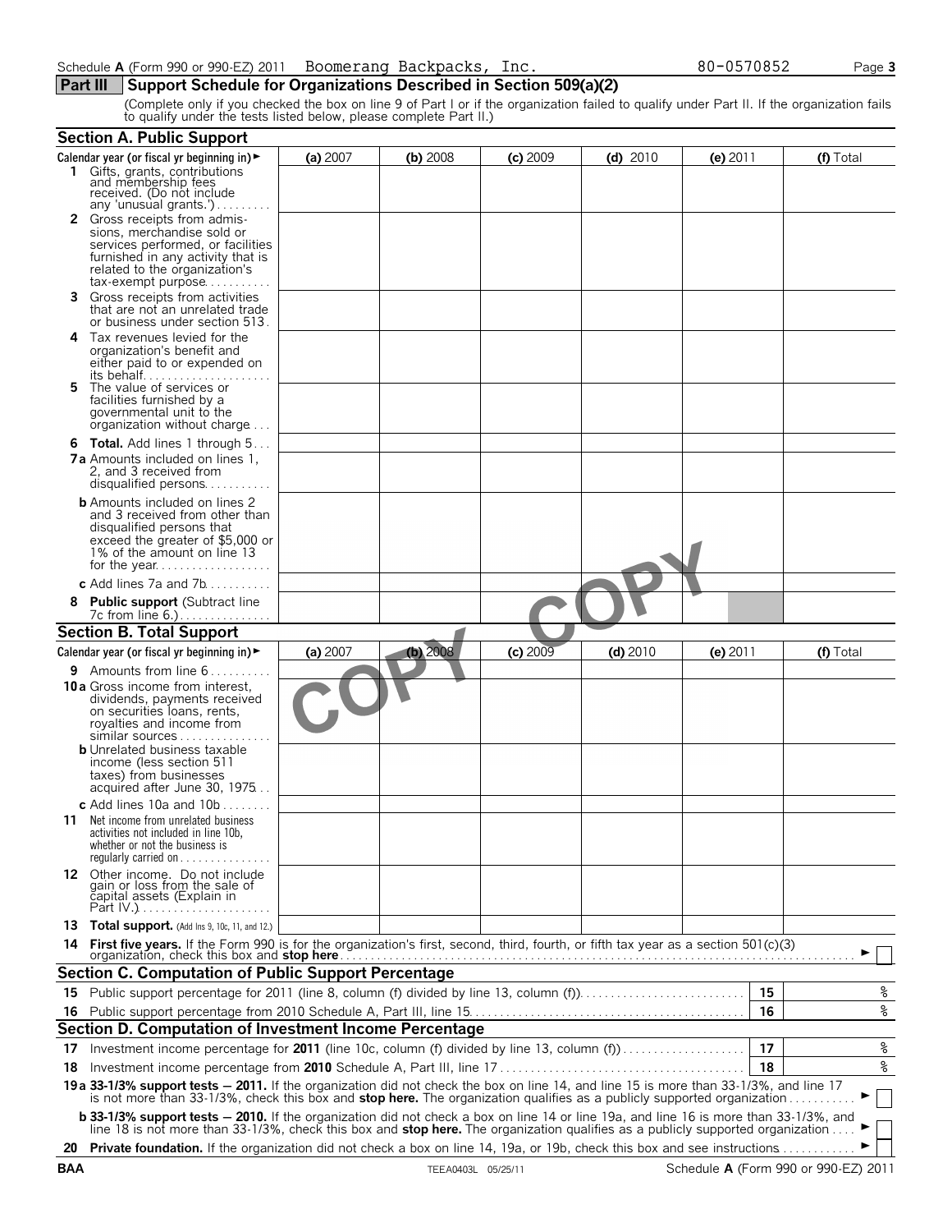Schedule A (Form 990 or 990-EZ) 2011 Boomerang Backpacks, Inc. 80-0570852

## Part III Support Schedule for Organizations Described in Section 509(a)(2)

(Complete only if you checked the box on line 9 of Part I or if the organization failed to qualify under Part II. If the organization fails to qualify under the tests listed below, please complete Part II.)

### Section A. Public Support

| Calendar year (or fiscal yr beginning in) ► | (a) 2007 | (b) 2008 | (c) 2009 | (d) 2010 | (e) 2011 | (f) Total |
|---|---|---|---|---|---|---|
| **1** Gifts, grants, contributions and membership fees received. (Do not include any 'unusual grants.') | | | | | | |
| **2** Gross receipts from admissions, merchandise sold or services performed, or facilities furnished in any activity that is related to the organization's tax-exempt purpose | | | | | | |
| **3** Gross receipts from activities that are not an unrelated trade or business under section 513 | | | | | | |
| **4** Tax revenues levied for the organization's benefit and either paid to or expended on its behalf | | | | | | |
| **5** The value of services or facilities furnished by a governmental unit to the organization without charge | | | | | | |
| **6 Total.** Add lines 1 through 5 | | | | | | |
| **7a** Amounts included on lines 1, 2, and 3 received from disqualified persons | | | | | | |
| **b** Amounts included on lines 2 and 3 received from other than disqualified persons that exceed the greater of $5,000 or 1% of the amount on line 13 for the year | | | | | | |
| **c** Add lines 7a and 7b | | | | | | |
| **8 Public support** (Subtract line 7c from line 6.) | | | | | | |

### Section B. Total Support

| Calendar year (or fiscal yr beginning in) ► | (a) 2007 | (b) 2008 | (c) 2009 | (d) 2010 | (e) 2011 | (f) Total |
|---|---|---|---|---|---|---|
| **9** Amounts from line 6 | | | | | | |
| **10a** Gross income from interest, dividends, payments received on securities loans, rents, royalties and income from similar sources | | | | | | |
| **b** Unrelated business taxable income (less section 511 taxes) from businesses acquired after June 30, 1975 | | | | | | |
| **c** Add lines 10a and 10b | | | | | | |
| **11** Net income from unrelated business activities not included in line 10b, whether or not the business is regularly carried on | | | | | | |
| **12** Other income. Do not include gain or loss from the sale of capital assets (Explain in Part IV.) | | | | | | |
| **13 Total support.** (Add lns 9, 10c, 11, and 12.) | | | | | | |

**14 First five years.** If the Form 990 is for the organization's first, second, third, fourth, or fifth tax year as a section 501(c)(3) organization, check this box and **stop here** ► ☐

### Section C. Computation of Public Support Percentage

| | | | |
|---|---|---|---|
| **15** | Public support percentage for 2011 (line 8, column (f) divided by line 13, column (f)) | 15 | % |
| **16** | Public support percentage from 2010 Schedule A, Part III, line 15 | 16 | % |

### Section D. Computation of Investment Income Percentage

| | | | |
|---|---|---|---|
| **17** | Investment income percentage for **2011** (line 10c, column (f) divided by line 13, column (f)) | 17 | % |
| **18** | Investment income percentage from **2010** Schedule A, Part III, line 17 | 18 | % |

**19a 33-1/3% support tests — 2011.** If the organization did not check the box on line 14, and line 15 is more than 33-1/3%, and line 17 is not more than 33-1/3%, check this box and **stop here.** The organization qualifies as a publicly supported organization ► ☐

**b 33-1/3% support tests — 2010.** If the organization did not check a box on line 14 or line 19a, and line 16 is more than 33-1/3%, and line 18 is not more than 33-1/3%, check this box and **stop here.** The organization qualifies as a publicly supported organization ► ☐

**20 Private foundation.** If the organization did not check a box on line 14, 19a, or 19b, check this box and see instructions ► ☐

BAA TEEA0403L 05/25/11 Schedule A (Form 990 or 990-EZ) 2011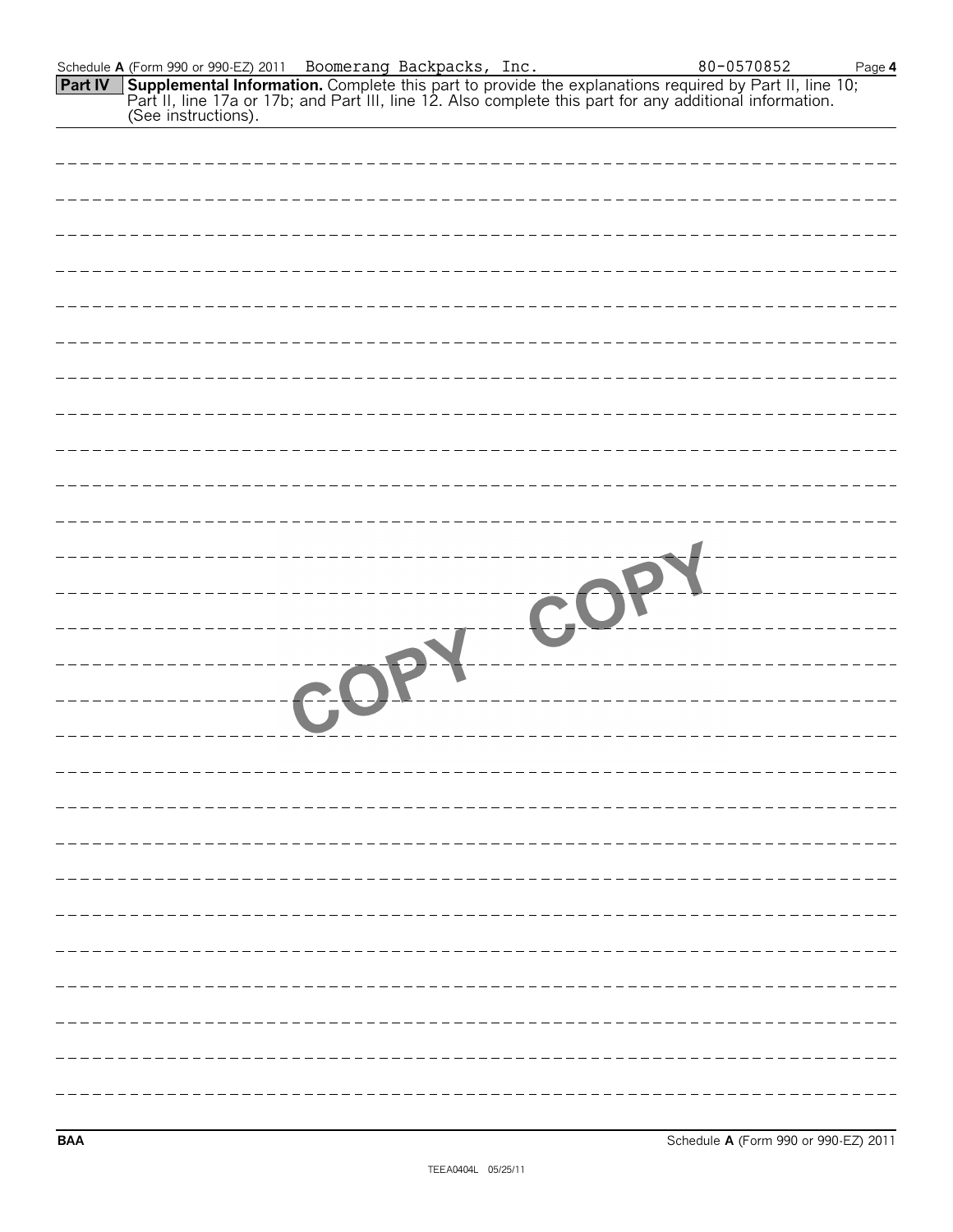Schedule **A** (Form 990 or 990-EZ) 2011 Boomerang Backpacks, Inc. 80-0570852

**Part IV** **Supplemental Information.** Complete this part to provide the explanations required by Part II, line 10; Part II, line 17a or 17b; and Part III, line 12. Also complete this part for any additional information. (See instructions).

COPY COPY

**BAA** Schedule **A** (Form 990 or 990-EZ) 2011

TEEA0404L 05/25/11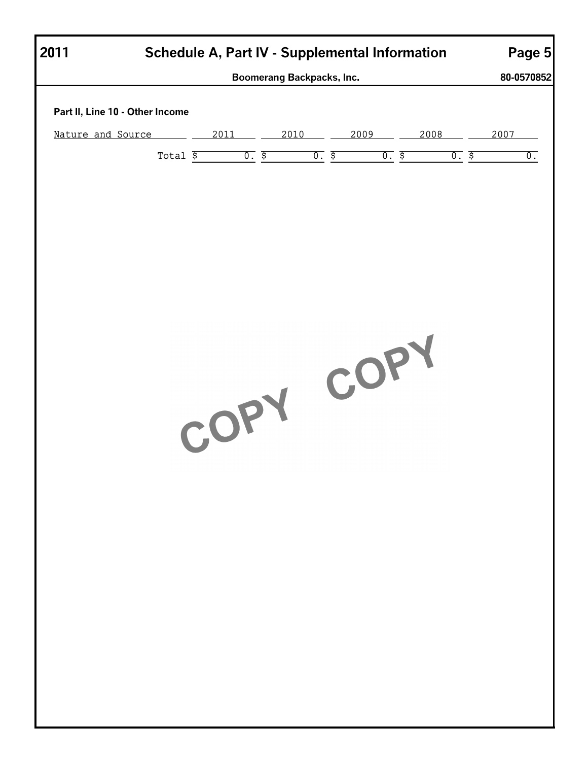# Schedule A, Part IV - Supplemental Information

**2011**

**Boomerang Backpacks, Inc.** **80-0570852**

**Part II, Line 10 - Other Income**

| Nature and Source | 2011 | 2010 | 2009 | 2008 | 2007 |
|---|---|---|---|---|---|
| Total | $ 0. | $ 0. | $ 0. | $ 0. | $ 0. |

COPY COPY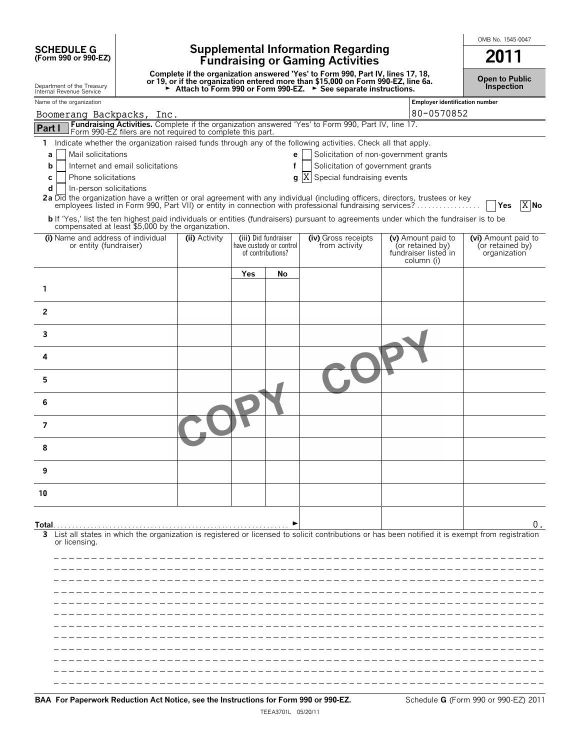**SCHEDULE G**
**(Form 990 or 990-EZ)**

Department of the Treasury
Internal Revenue Service

# Supplemental Information Regarding Fundraising or Gaming Activities

**Complete if the organization answered 'Yes' to Form 990, Part IV, lines 17, 18, or 19, or if the organization entered more than $15,000 on Form 990-EZ, line 6a.**
**► Attach to Form 990 or Form 990-EZ. ► See separate instructions.**

OMB No. 1545-0047

**2011**

**Open to Public Inspection**

Name of the organization: Boomerang Backpacks, Inc.

Employer identification number: 80-0570852

**Part I** **Fundraising Activities.** Complete if the organization answered 'Yes' to Form 990, Part IV, line 17. Form 990-EZ filers are not required to complete this part.

**1** Indicate whether the organization raised funds through any of the following activities. Check all that apply.

- **a** [ ] Mail solicitations
- **b** [ ] Internet and email solicitations
- **c** [ ] Phone solicitations
- **d** [ ] In-person solicitations
- **e** [ ] Solicitation of non-government grants
- **f** [ ] Solicitation of government grants
- **g** [X] Special fundraising events

**2a** Did the organization have a written or oral agreement with any individual (including officers, directors, trustees or key employees listed in Form 990, Part VII) or entity in connection with professional fundraising services? [ ] Yes [X] No

**b** If 'Yes,' list the ten highest paid individuals or entities (fundraisers) pursuant to agreements under which the fundraiser is to be compensated at least $5,000 by the organization.

| | (i) Name and address of individual or entity (fundraiser) | (ii) Activity | (iii) Did fundraiser have custody or control of contributions? | | (iv) Gross receipts from activity | (v) Amount paid to (or retained by) fundraiser listed in column (i) | (vi) Amount paid to (or retained by) organization |
|---|---|---|---|---|---|---|---|
| | | | Yes | No | | | |
| 1 | | | | | | | |
| 2 | | | | | | | |
| 3 | | | | | | | |
| 4 | | | | | | | |
| 5 | | | | | | | |
| 6 | | | | | | | |
| 7 | | | | | | | |
| 8 | | | | | | | |
| 9 | | | | | | | |
| 10 | | | | | | | |
| **Total** ► | | | | | | | 0. |

**3** List all states in which the organization is registered or licensed to solicit contributions or has been notified it is exempt from registration or licensing.

**BAA For Paperwork Reduction Act Notice, see the Instructions for Form 990 or 990-EZ.** Schedule **G** (Form 990 or 990-EZ) 2011

TEEA3701L 05/20/11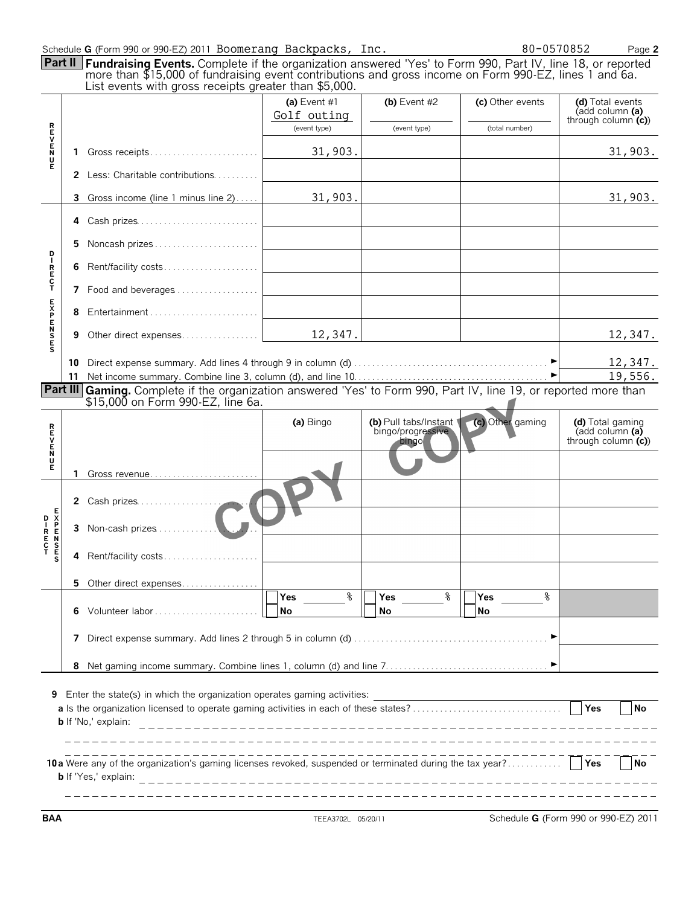Schedule G (Form 990 or 990-EZ) 2011 Boomerang Backpacks, Inc. 80-0570852 Page 2

## Part II Fundraising Events.

Complete if the organization answered 'Yes' to Form 990, Part IV, line 18, or reported more than $15,000 of fundraising event contributions and gross income on Form 990-EZ, lines 1 and 6a. List events with gross receipts greater than $5,000.

| | | (a) Event #1 Golf outing (event type) | (b) Event #2 (event type) | (c) Other events (total number) | (d) Total events (add column (a) through column (c)) |
|---|---|---|---|---|---|
| REVENUE | 1 Gross receipts | 31,903. | | | 31,903. |
| | 2 Less: Charitable contributions | | | | |
| | 3 Gross income (line 1 minus line 2) | 31,903. | | | 31,903. |
| DIRECT EXPENSES | 4 Cash prizes | | | | |
| | 5 Noncash prizes | | | | |
| | 6 Rent/facility costs | | | | |
| | 7 Food and beverages | | | | |
| | 8 Entertainment | | | | |
| | 9 Other direct expenses | 12,347. | | | 12,347. |
| | 10 Direct expense summary. Add lines 4 through 9 in column (d) | | | | 12,347. |
| | 11 Net income summary. Combine line 3, column (d), and line 10 | | | | 19,556. |

## Part III Gaming.

Complete if the organization answered 'Yes' to Form 990, Part IV, line 19, or reported more than $15,000 on Form 990-EZ, line 6a.

COPY COPY

| | | (a) Bingo | (b) Pull tabs/Instant bingo/progressive bingo | (c) Other gaming | (d) Total gaming (add column (a) through column (c)) |
|---|---|---|---|---|---|
| REVENUE | 1 Gross revenue | | | | |
| DIRECT EXPENSES | 2 Cash prizes | | | | |
| | 3 Non-cash prizes | | | | |
| | 4 Rent/facility costs | | | | |
| | 5 Other direct expenses | | | | |
| | 6 Volunteer labor | Yes ____ % No | Yes ____ % No | Yes ____ % No | |
| | 7 Direct expense summary. Add lines 2 through 5 in column (d) | | | | |
| | 8 Net gaming income summary. Combine lines 1, column (d) and line 7 | | | | |

9 Enter the state(s) in which the organization operates gaming activities: ________

a Is the organization licensed to operate gaming activities in each of these states? ☐ Yes ☐ No

b If 'No,' explain: ________

10a Were any of the organization's gaming licenses revoked, suspended or terminated during the tax year? ☐ Yes ☐ No

b If 'Yes,' explain: ________

BAA TEEA3702L 05/20/11 Schedule G (Form 990 or 990-EZ) 2011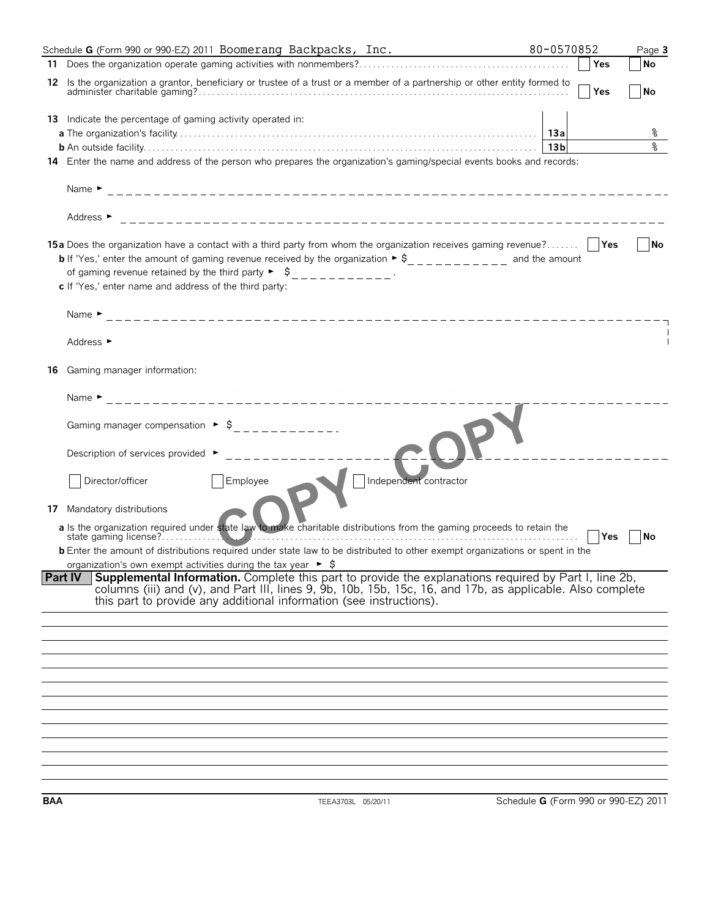Schedule **G** (Form 990 or 990-EZ) 2011 Boomerang Backpacks, Inc. 80-0570852 Page **3**

**11** Does the organization operate gaming activities with nonmembers? ☐ Yes ☐ No

**12** Is the organization a grantor, beneficiary or trustee of a trust or a member of a partnership or other entity formed to administer charitable gaming? ☐ Yes ☐ No

**13** Indicate the percentage of gaming activity operated in:

**a** The organization's facility ............ **13a** %

**b** An outside facility ............ **13b** %

**14** Enter the name and address of the person who prepares the organization's gaming/special events books and records:

Name ►

Address ►

**15a** Does the organization have a contact with a third party from whom the organization receives gaming revenue? ☐ Yes ☐ No

**b** If 'Yes,' enter the amount of gaming revenue received by the organization ► $ ____________ and the amount of gaming revenue retained by the third party ► $ ____________.

**c** If 'Yes,' enter name and address of the third party:

Name ►

Address ►

**16** Gaming manager information:

Name ►

Gaming manager compensation ► $ ____________

Description of services provided ►

☐ Director/officer ☐ Employee ☐ Independent contractor

**17** Mandatory distributions

**a** Is the organization required under state law to make charitable distributions from the gaming proceeds to retain the state gaming license? ☐ Yes ☐ No

**b** Enter the amount of distributions required under state law to be distributed to other exempt organizations or spent in the organization's own exempt activities during the tax year ► $

COPY COPY

## Part IV Supplemental Information.

Complete this part to provide the explanations required by Part I, line 2b, columns (iii) and (v), and Part III, lines 9, 9b, 10b, 15b, 15c, 16, and 17b, as applicable. Also complete this part to provide any additional information (see instructions).

BAA TEEA3703L 05/20/11 Schedule **G** (Form 990 or 990-EZ) 2011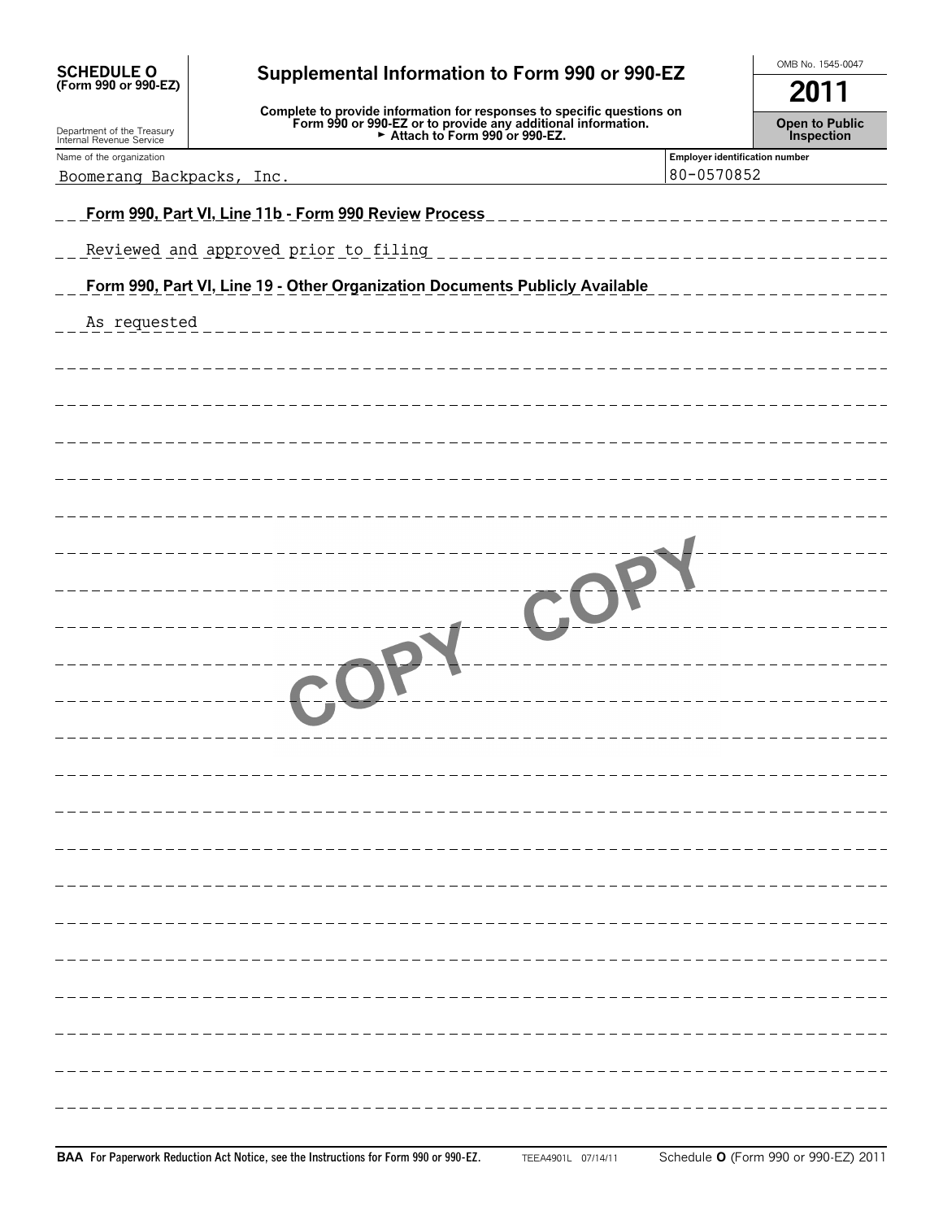**SCHEDULE O**
**(Form 990 or 990-EZ)**

Department of the Treasury
Internal Revenue Service

# Supplemental Information to Form 990 or 990-EZ

**Complete to provide information for responses to specific questions on Form 990 or 990-EZ or to provide any additional information.**
**► Attach to Form 990 or 990-EZ.**

OMB No. 1545-0047

**2011**

**Open to Public Inspection**

| Name of the organization | Employer identification number |
| --- | --- |
| Boomerang Backpacks, Inc. | 80-0570852 |

**Form 990, Part VI, Line 11b - Form 990 Review Process**

Reviewed and approved prior to filing

**Form 990, Part VI, Line 19 - Other Organization Documents Publicly Available**

As requested

COPY COPY

**BAA** For Paperwork Reduction Act Notice, see the Instructions for Form 990 or 990-EZ. TEEA4901L 07/14/11 Schedule **O** (Form 990 or 990-EZ) 2011